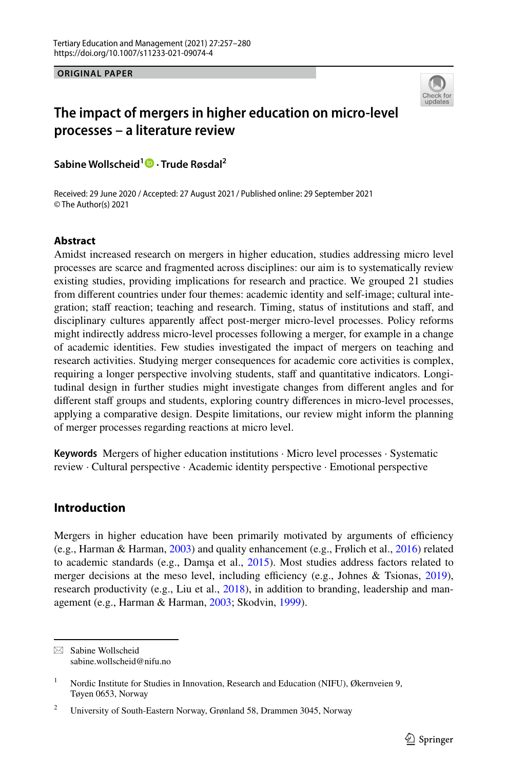ORIGINAL PAPER

# The impact of mergers in higher education on micro-level processes – a literature review

**Sabine Wollscheid[1] · Trude Røsdal[2]**

Received: 29 June 2020 / Accepted: 27 August 2021 / Published online: 29 September 2021
© The Author(s) 2021

## Abstract

Amidst increased research on mergers in higher education, studies addressing micro level processes are scarce and fragmented across disciplines: our aim is to systematically review existing studies, providing implications for research and practice. We grouped 21 studies from different countries under four themes: academic identity and self-image; cultural integration; staff reaction; teaching and research. Timing, status of institutions and staff, and disciplinary cultures apparently affect post-merger micro-level processes. Policy reforms might indirectly address micro-level processes following a merger, for example in a change of academic identities. Few studies investigated the impact of mergers on teaching and research activities. Studying merger consequences for academic core activities is complex, requiring a longer perspective involving students, staff and quantitative indicators. Longitudinal design in further studies might investigate changes from different angles and for different staff groups and students, exploring country differences in micro-level processes, applying a comparative design. Despite limitations, our review might inform the planning of merger processes regarding reactions at micro level.

**Keywords** Mergers of higher education institutions · Micro level processes · Systematic review · Cultural perspective · Academic identity perspective · Emotional perspective

## Introduction

Mergers in higher education have been primarily motivated by arguments of efficiency (e.g., Harman & Harman, 2003) and quality enhancement (e.g., Frølich et al., 2016) related to academic standards (e.g., Damşa et al., 2015). Most studies address factors related to merger decisions at the meso level, including efficiency (e.g., Johnes & Tsionas, 2019), research productivity (e.g., Liu et al., 2018), in addition to branding, leadership and management (e.g., Harman & Harman, 2003; Skodvin, 1999).

---

✉ Sabine Wollscheid
sabine.wollscheid@nifu.no

[1] Nordic Institute for Studies in Innovation, Research and Education (NIFU), Økernveien 9, Tøyen 0653, Norway

[2] University of South-Eastern Norway, Grønland 58, Drammen 3045, Norway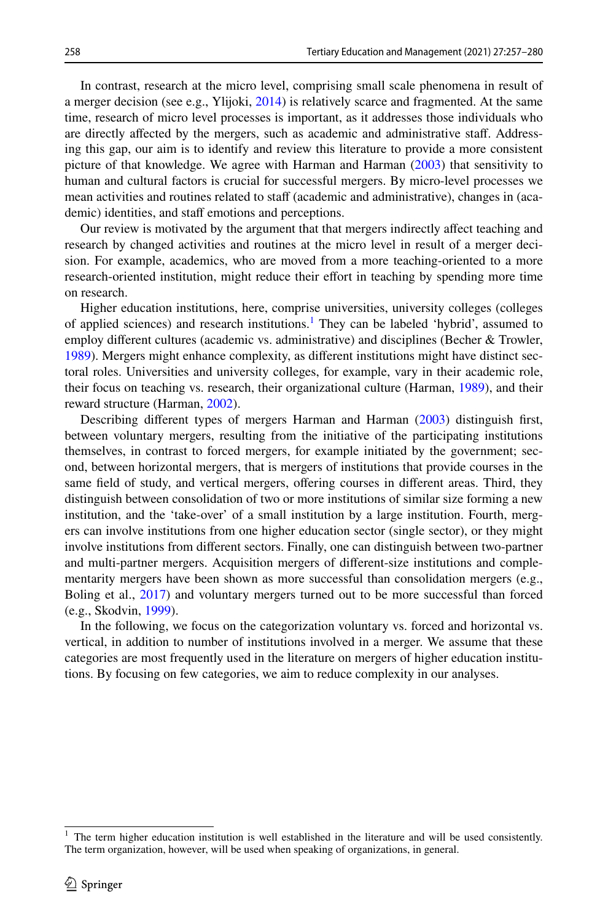In contrast, research at the micro level, comprising small scale phenomena in result of a merger decision (see e.g., Ylijoki, 2014) is relatively scarce and fragmented. At the same time, research of micro level processes is important, as it addresses those individuals who are directly affected by the mergers, such as academic and administrative staff. Addressing this gap, our aim is to identify and review this literature to provide a more consistent picture of that knowledge. We agree with Harman and Harman (2003) that sensitivity to human and cultural factors is crucial for successful mergers. By micro-level processes we mean activities and routines related to staff (academic and administrative), changes in (academic) identities, and staff emotions and perceptions.

Our review is motivated by the argument that that mergers indirectly affect teaching and research by changed activities and routines at the micro level in result of a merger decision. For example, academics, who are moved from a more teaching-oriented to a more research-oriented institution, might reduce their effort in teaching by spending more time on research.

Higher education institutions, here, comprise universities, university colleges (colleges of applied sciences) and research institutions.[1] They can be labeled 'hybrid', assumed to employ different cultures (academic vs. administrative) and disciplines (Becher & Trowler, 1989). Mergers might enhance complexity, as different institutions might have distinct sectoral roles. Universities and university colleges, for example, vary in their academic role, their focus on teaching vs. research, their organizational culture (Harman, 1989), and their reward structure (Harman, 2002).

Describing different types of mergers Harman and Harman (2003) distinguish first, between voluntary mergers, resulting from the initiative of the participating institutions themselves, in contrast to forced mergers, for example initiated by the government; second, between horizontal mergers, that is mergers of institutions that provide courses in the same field of study, and vertical mergers, offering courses in different areas. Third, they distinguish between consolidation of two or more institutions of similar size forming a new institution, and the 'take-over' of a small institution by a large institution. Fourth, mergers can involve institutions from one higher education sector (single sector), or they might involve institutions from different sectors. Finally, one can distinguish between two-partner and multi-partner mergers. Acquisition mergers of different-size institutions and complementarity mergers have been shown as more successful than consolidation mergers (e.g., Boling et al., 2017) and voluntary mergers turned out to be more successful than forced (e.g., Skodvin, 1999).

In the following, we focus on the categorization voluntary vs. forced and horizontal vs. vertical, in addition to number of institutions involved in a merger. We assume that these categories are most frequently used in the literature on mergers of higher education institutions. By focusing on few categories, we aim to reduce complexity in our analyses.

[1] The term higher education institution is well established in the literature and will be used consistently. The term organization, however, will be used when speaking of organizations, in general.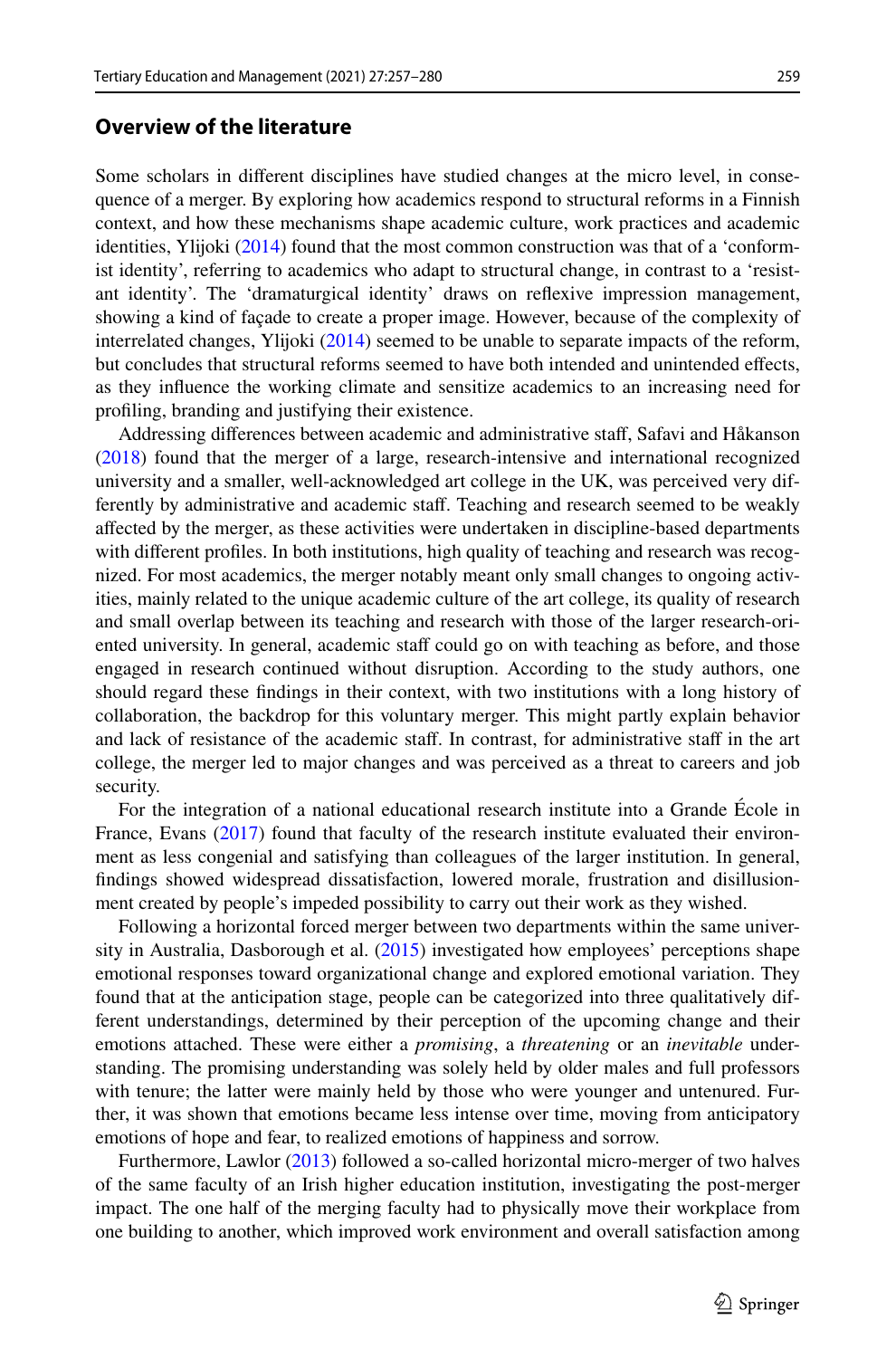## Overview of the literature

Some scholars in different disciplines have studied changes at the micro level, in consequence of a merger. By exploring how academics respond to structural reforms in a Finnish context, and how these mechanisms shape academic culture, work practices and academic identities, Ylijoki (2014) found that the most common construction was that of a 'conformist identity', referring to academics who adapt to structural change, in contrast to a 'resistant identity'. The 'dramaturgical identity' draws on reflexive impression management, showing a kind of façade to create a proper image. However, because of the complexity of interrelated changes, Ylijoki (2014) seemed to be unable to separate impacts of the reform, but concludes that structural reforms seemed to have both intended and unintended effects, as they influence the working climate and sensitize academics to an increasing need for profiling, branding and justifying their existence.

Addressing differences between academic and administrative staff, Safavi and Håkanson (2018) found that the merger of a large, research-intensive and international recognized university and a smaller, well-acknowledged art college in the UK, was perceived very differently by administrative and academic staff. Teaching and research seemed to be weakly affected by the merger, as these activities were undertaken in discipline-based departments with different profiles. In both institutions, high quality of teaching and research was recognized. For most academics, the merger notably meant only small changes to ongoing activities, mainly related to the unique academic culture of the art college, its quality of research and small overlap between its teaching and research with those of the larger research-oriented university. In general, academic staff could go on with teaching as before, and those engaged in research continued without disruption. According to the study authors, one should regard these findings in their context, with two institutions with a long history of collaboration, the backdrop for this voluntary merger. This might partly explain behavior and lack of resistance of the academic staff. In contrast, for administrative staff in the art college, the merger led to major changes and was perceived as a threat to careers and job security.

For the integration of a national educational research institute into a Grande École in France, Evans (2017) found that faculty of the research institute evaluated their environment as less congenial and satisfying than colleagues of the larger institution. In general, findings showed widespread dissatisfaction, lowered morale, frustration and disillusionment created by people's impeded possibility to carry out their work as they wished.

Following a horizontal forced merger between two departments within the same university in Australia, Dasborough et al. (2015) investigated how employees' perceptions shape emotional responses toward organizational change and explored emotional variation. They found that at the anticipation stage, people can be categorized into three qualitatively different understandings, determined by their perception of the upcoming change and their emotions attached. These were either a *promising*, a *threatening* or an *inevitable* understanding. The promising understanding was solely held by older males and full professors with tenure; the latter were mainly held by those who were younger and untenured. Further, it was shown that emotions became less intense over time, moving from anticipatory emotions of hope and fear, to realized emotions of happiness and sorrow.

Furthermore, Lawlor (2013) followed a so-called horizontal micro-merger of two halves of the same faculty of an Irish higher education institution, investigating the post-merger impact. The one half of the merging faculty had to physically move their workplace from one building to another, which improved work environment and overall satisfaction among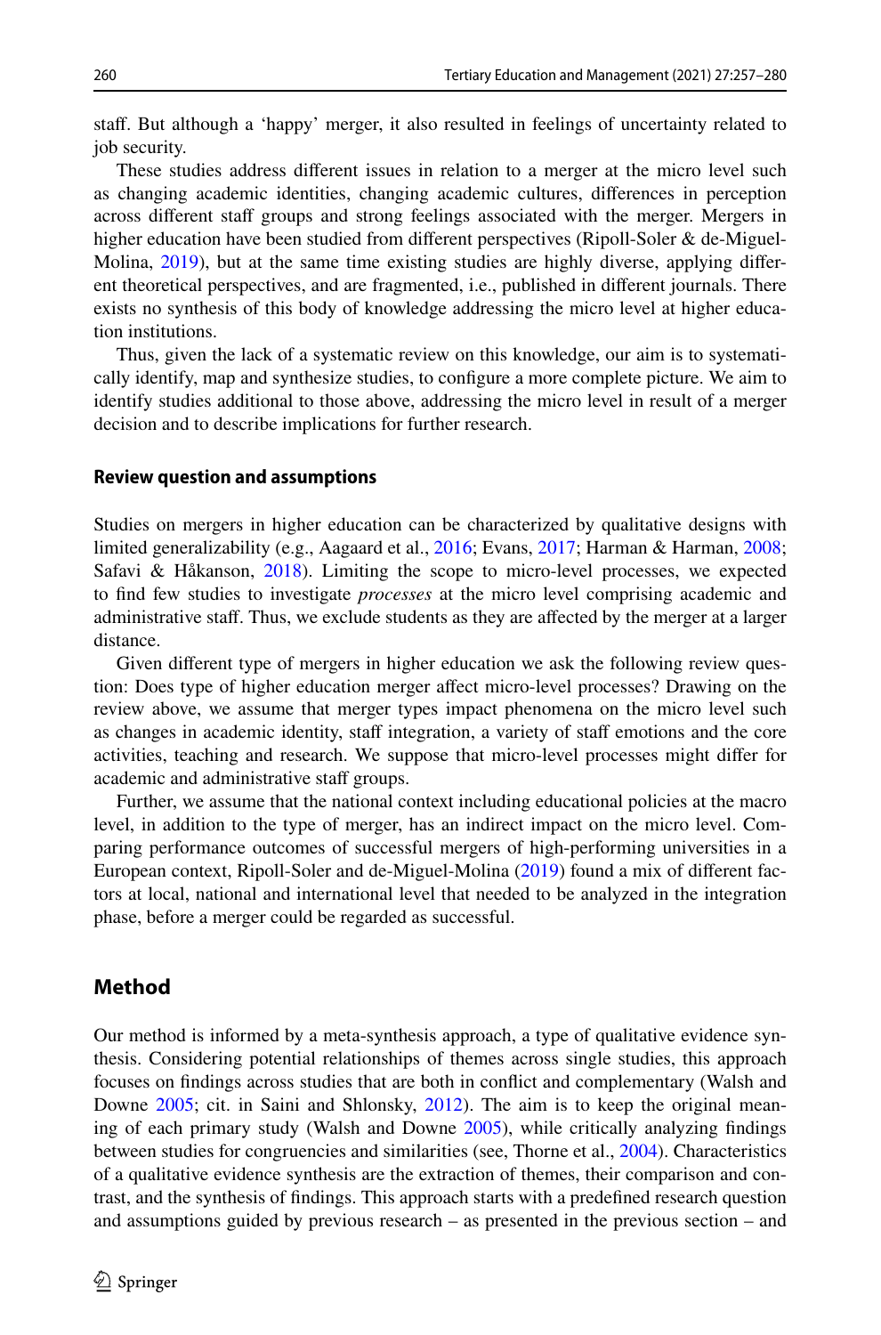staff. But although a 'happy' merger, it also resulted in feelings of uncertainty related to job security.

These studies address different issues in relation to a merger at the micro level such as changing academic identities, changing academic cultures, differences in perception across different staff groups and strong feelings associated with the merger. Mergers in higher education have been studied from different perspectives (Ripoll-Soler & de-Miguel-Molina, 2019), but at the same time existing studies are highly diverse, applying different theoretical perspectives, and are fragmented, i.e., published in different journals. There exists no synthesis of this body of knowledge addressing the micro level at higher education institutions.

Thus, given the lack of a systematic review on this knowledge, our aim is to systematically identify, map and synthesize studies, to configure a more complete picture. We aim to identify studies additional to those above, addressing the micro level in result of a merger decision and to describe implications for further research.

### Review question and assumptions

Studies on mergers in higher education can be characterized by qualitative designs with limited generalizability (e.g., Aagaard et al., 2016; Evans, 2017; Harman & Harman, 2008; Safavi & Håkanson, 2018). Limiting the scope to micro-level processes, we expected to find few studies to investigate *processes* at the micro level comprising academic and administrative staff. Thus, we exclude students as they are affected by the merger at a larger distance.

Given different type of mergers in higher education we ask the following review question: Does type of higher education merger affect micro-level processes? Drawing on the review above, we assume that merger types impact phenomena on the micro level such as changes in academic identity, staff integration, a variety of staff emotions and the core activities, teaching and research. We suppose that micro-level processes might differ for academic and administrative staff groups.

Further, we assume that the national context including educational policies at the macro level, in addition to the type of merger, has an indirect impact on the micro level. Comparing performance outcomes of successful mergers of high-performing universities in a European context, Ripoll-Soler and de-Miguel-Molina (2019) found a mix of different factors at local, national and international level that needed to be analyzed in the integration phase, before a merger could be regarded as successful.

## Method

Our method is informed by a meta-synthesis approach, a type of qualitative evidence synthesis. Considering potential relationships of themes across single studies, this approach focuses on findings across studies that are both in conflict and complementary (Walsh and Downe 2005; cit. in Saini and Shlonsky, 2012). The aim is to keep the original meaning of each primary study (Walsh and Downe 2005), while critically analyzing findings between studies for congruencies and similarities (see, Thorne et al., 2004). Characteristics of a qualitative evidence synthesis are the extraction of themes, their comparison and contrast, and the synthesis of findings. This approach starts with a predefined research question and assumptions guided by previous research – as presented in the previous section – and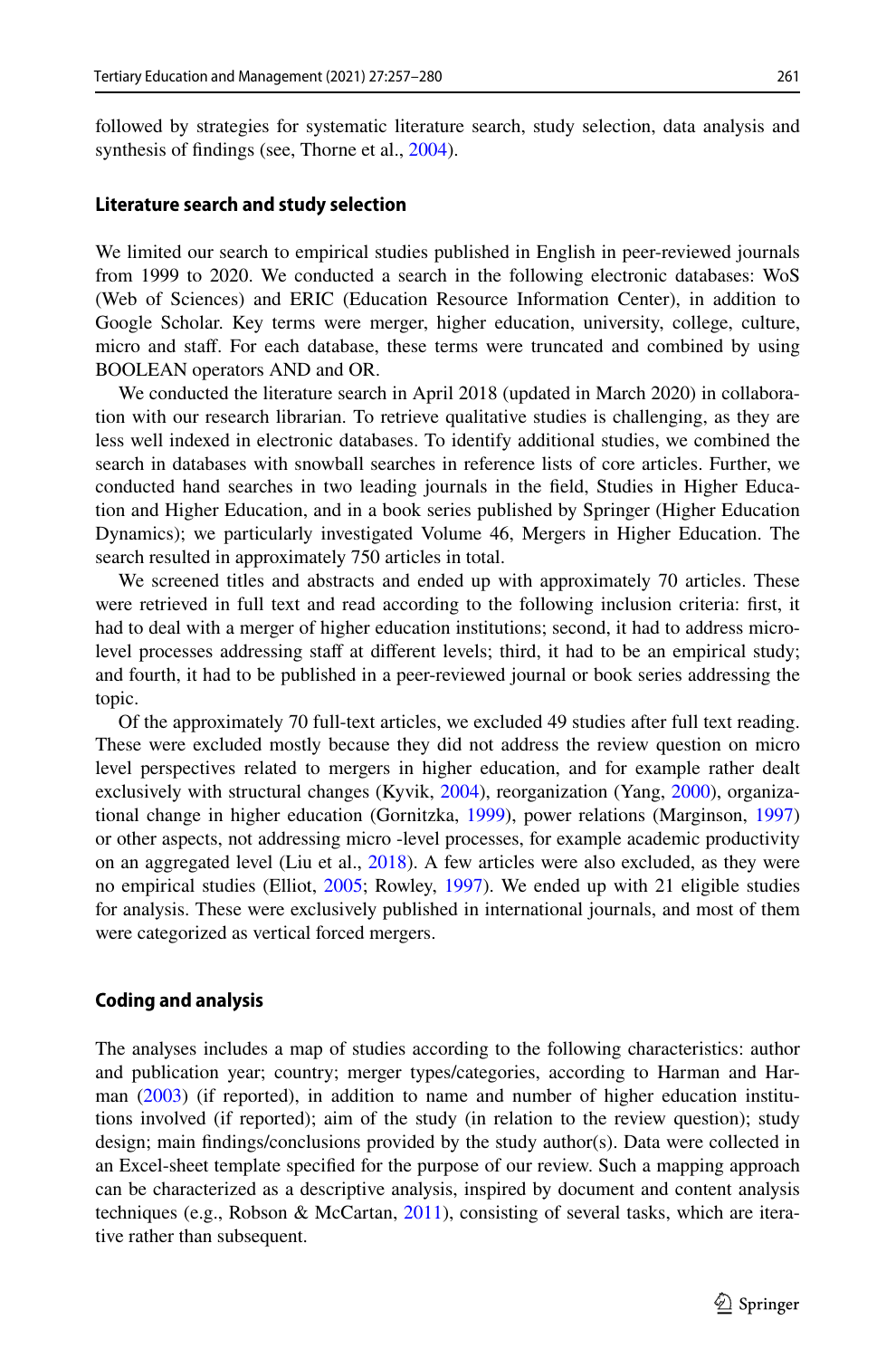followed by strategies for systematic literature search, study selection, data analysis and synthesis of findings (see, Thorne et al., 2004).

### Literature search and study selection

We limited our search to empirical studies published in English in peer-reviewed journals from 1999 to 2020. We conducted a search in the following electronic databases: WoS (Web of Sciences) and ERIC (Education Resource Information Center), in addition to Google Scholar. Key terms were merger, higher education, university, college, culture, micro and staff. For each database, these terms were truncated and combined by using BOOLEAN operators AND and OR.

We conducted the literature search in April 2018 (updated in March 2020) in collaboration with our research librarian. To retrieve qualitative studies is challenging, as they are less well indexed in electronic databases. To identify additional studies, we combined the search in databases with snowball searches in reference lists of core articles. Further, we conducted hand searches in two leading journals in the field, Studies in Higher Education and Higher Education, and in a book series published by Springer (Higher Education Dynamics); we particularly investigated Volume 46, Mergers in Higher Education. The search resulted in approximately 750 articles in total.

We screened titles and abstracts and ended up with approximately 70 articles. These were retrieved in full text and read according to the following inclusion criteria: first, it had to deal with a merger of higher education institutions; second, it had to address micro-level processes addressing staff at different levels; third, it had to be an empirical study; and fourth, it had to be published in a peer-reviewed journal or book series addressing the topic.

Of the approximately 70 full-text articles, we excluded 49 studies after full text reading. These were excluded mostly because they did not address the review question on micro level perspectives related to mergers in higher education, and for example rather dealt exclusively with structural changes (Kyvik, 2004), reorganization (Yang, 2000), organizational change in higher education (Gornitzka, 1999), power relations (Marginson, 1997) or other aspects, not addressing micro -level processes, for example academic productivity on an aggregated level (Liu et al., 2018). A few articles were also excluded, as they were no empirical studies (Elliot, 2005; Rowley, 1997). We ended up with 21 eligible studies for analysis. These were exclusively published in international journals, and most of them were categorized as vertical forced mergers.

### Coding and analysis

The analyses includes a map of studies according to the following characteristics: author and publication year; country; merger types/categories, according to Harman and Harman (2003) (if reported), in addition to name and number of higher education institutions involved (if reported); aim of the study (in relation to the review question); study design; main findings/conclusions provided by the study author(s). Data were collected in an Excel-sheet template specified for the purpose of our review. Such a mapping approach can be characterized as a descriptive analysis, inspired by document and content analysis techniques (e.g., Robson & McCartan, 2011), consisting of several tasks, which are iterative rather than subsequent.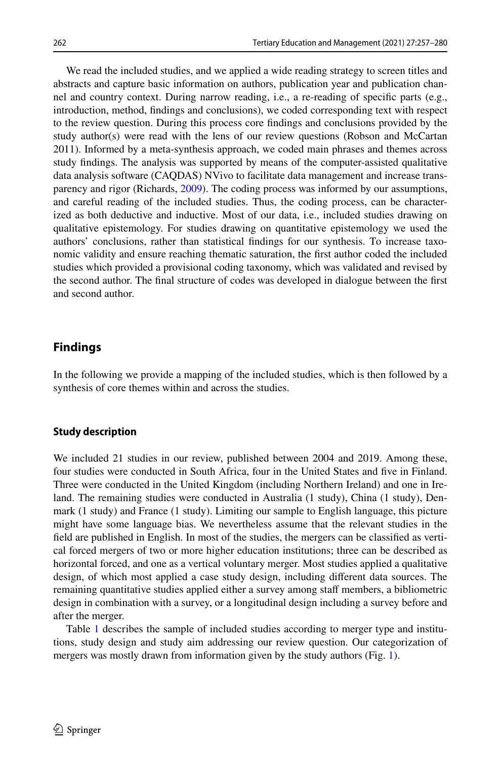We read the included studies, and we applied a wide reading strategy to screen titles and abstracts and capture basic information on authors, publication year and publication channel and country context. During narrow reading, i.e., a re-reading of specific parts (e.g., introduction, method, findings and conclusions), we coded corresponding text with respect to the review question. During this process core findings and conclusions provided by the study author(s) were read with the lens of our review questions (Robson and McCartan 2011). Informed by a meta-synthesis approach, we coded main phrases and themes across study findings. The analysis was supported by means of the computer-assisted qualitative data analysis software (CAQDAS) NVivo to facilitate data management and increase transparency and rigor (Richards, 2009). The coding process was informed by our assumptions, and careful reading of the included studies. Thus, the coding process, can be characterized as both deductive and inductive. Most of our data, i.e., included studies drawing on qualitative epistemology. For studies drawing on quantitative epistemology we used the authors' conclusions, rather than statistical findings for our synthesis. To increase taxonomic validity and ensure reaching thematic saturation, the first author coded the included studies which provided a provisional coding taxonomy, which was validated and revised by the second author. The final structure of codes was developed in dialogue between the first and second author.

## Findings

In the following we provide a mapping of the included studies, which is then followed by a synthesis of core themes within and across the studies.

### Study description

We included 21 studies in our review, published between 2004 and 2019. Among these, four studies were conducted in South Africa, four in the United States and five in Finland. Three were conducted in the United Kingdom (including Northern Ireland) and one in Ireland. The remaining studies were conducted in Australia (1 study), China (1 study), Denmark (1 study) and France (1 study). Limiting our sample to English language, this picture might have some language bias. We nevertheless assume that the relevant studies in the field are published in English. In most of the studies, the mergers can be classified as vertical forced mergers of two or more higher education institutions; three can be described as horizontal forced, and one as a vertical voluntary merger. Most studies applied a qualitative design, of which most applied a case study design, including different data sources. The remaining quantitative studies applied either a survey among staff members, a bibliometric design in combination with a survey, or a longitudinal design including a survey before and after the merger.

Table 1 describes the sample of included studies according to merger type and institutions, study design and study aim addressing our review question. Our categorization of mergers was mostly drawn from information given by the study authors (Fig. 1).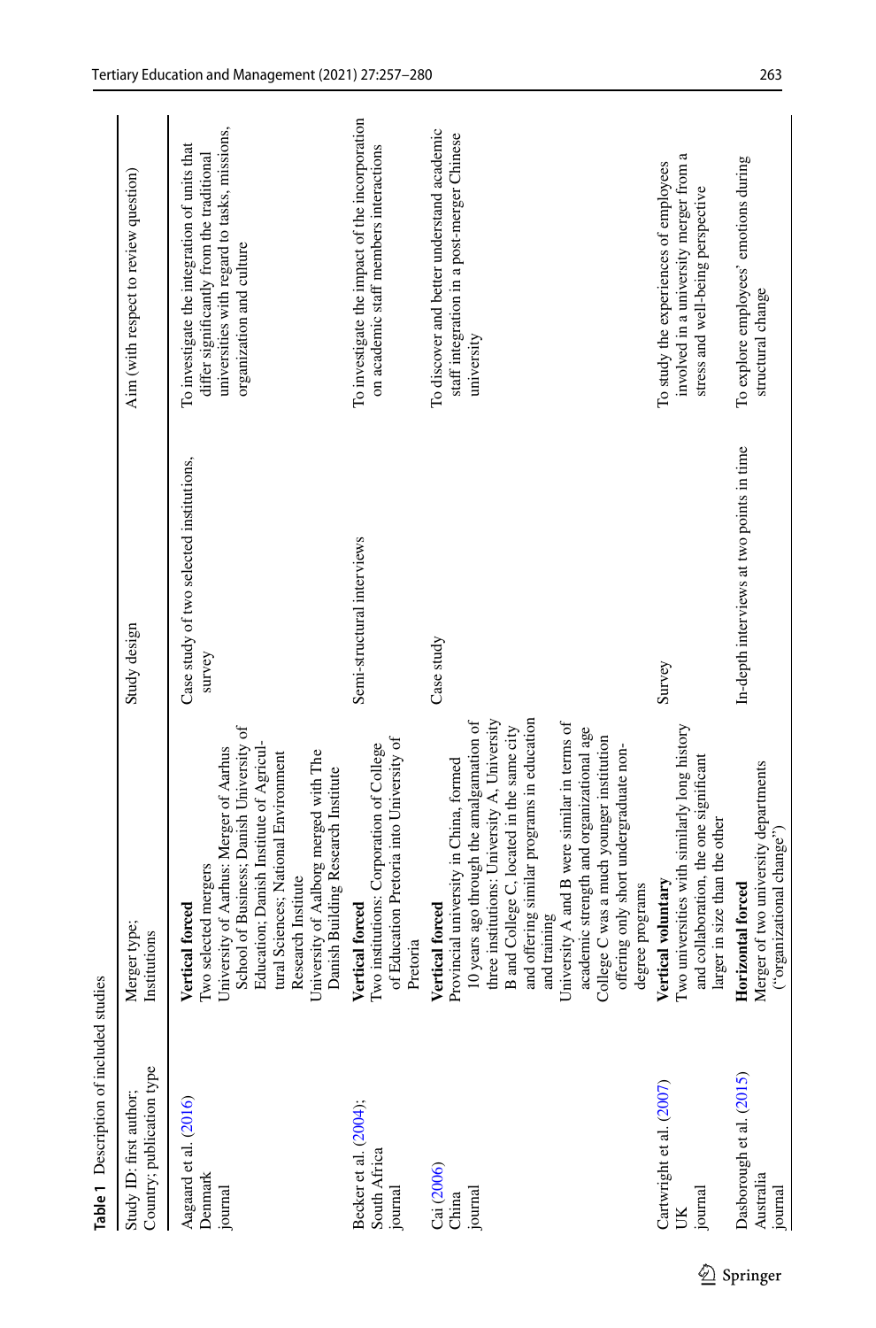**Table 1** Description of included studies

| Study ID: first author; Country; publication type | Merger type; Institutions | Study design | Aim (with respect to review question) |
|---|---|---|---|
| Aagaard et al. (2016) Denmark journal | **Vertical forced** Two selected mergers University of Aarhus: Merger of Aarhus School of Business; Danish University of Education; Danish Institute of Agricultural Sciences; National Environment Research Institute University of Aalborg merged with The Danish Building Research Institute | Case study of two selected institutions, survey | To investigate the integration of units that differ significantly from the traditional universities with regard to tasks, missions, organization and culture |
| Becker et al. (2004); South Africa journal | **Vertical forced** Two institutions: Corporation of College of Education Pretoria into University of Pretoria | Semi-structural interviews | To investigate the impact of the incorporation on academic staff members interactions |
| Cai (2006) China journal | **Vertical forced** Provincial university in China, formed 10 years ago through the amalgamation of three institutions: University A, University B and College C, located in the same city and offering similar programs in education and training University A and B were similar in terms of academic strength and organizational age College C was a much younger institution offering only short undergraduate non-degree programs | Case study | To discover and better understand academic staff integration in a post-merger Chinese university |
| Cartwright et al. (2007) UK journal | **Vertical voluntary** Two universities with similarly long history and collaboration, the one significant larger in size than the other | Survey | To study the experiences of employees involved in a university merger from a stress and well-being perspective |
| Dasborough et al. (2015) Australia journal | **Horizontal forced** Merger of two university departments ("organizational change") | In-depth interviews at two points in time | To explore employees' emotions during structural change |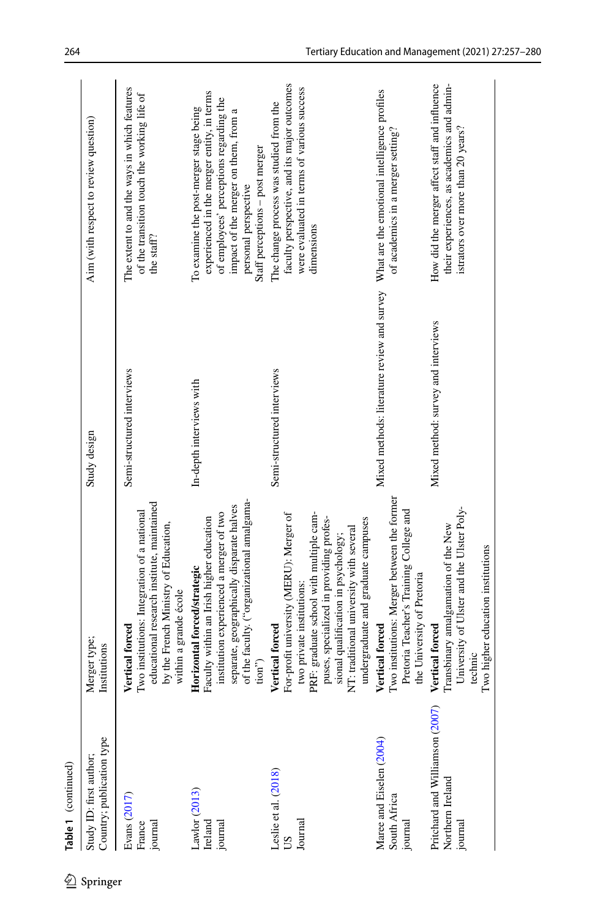**Table 1** (continued)

| Study ID: first author; Country; publication type | Merger type; Institutions | Study design | Aim (with respect to review question) |
|---|---|---|---|
| Evans (2017) France journal | **Vertical forced** Two institutions: Integration of a national educational research institute, maintained by the French Ministry of Education, within a grande école | Semi-structured interviews | The extent to and the ways in which features of the transition touch the working life of the staff? |
| Lawlor (2013) Ireland journal | **Horizontal forced/strategic** Faculty within an Irish higher education institution experienced a merger of two separate, geographically disparate halves of the faculty. ("organizational amalgamation") | In-depth interviews with | To examine the post-merger stage being experienced in the merger entity, in terms of employees' perceptions regarding the impact of the merger on them, from a personal perspective Staff perceptions – post merger |
| Leslie et al. (2018) US Journal | **Vertical forced** For-profit university (MERU): Merger of two private institutions: PRF: graduate school with multiple campuses, specialized in providing professional qualification in psychology; NT: traditional university with several undergraduate and graduate campuses | Semi-structured interviews | The change process was studied from the faculty perspective, and its major outcomes were evaluated in terms of various success dimensions |
| Maree and Eiselen (2004) South Africa journal | **Vertical forced** Two institutions: Merger between the former Pretoria Teacher's Training College and the University of Pretoria | Mixed methods: literature review and survey | What are the emotional intelligence profiles of academics in a merger setting? |
| Pritchard and Williamson (2007) Northern Ireland journal | **Vertical forced** Transbinary amalgamation of the New University of Ulster and the Ulster Polytechnic Two higher education institutions | Mixed method: survey and interviews | How did the merger affect staff and influence their experiences, as academics and administrators over more than 20 years? |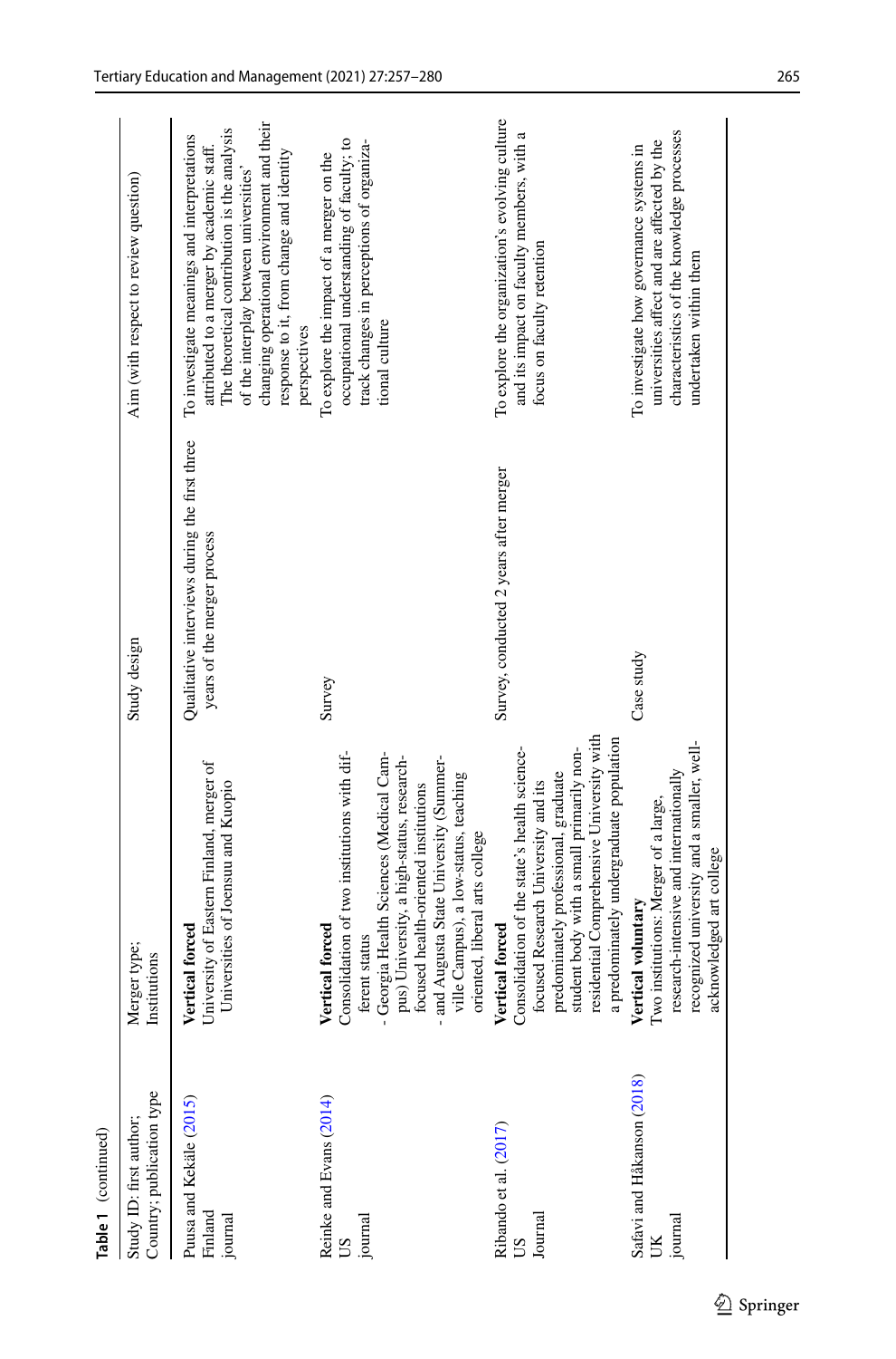**Table 1** (continued)

| Study ID: first author; Country; publication type | Merger type; Institutions | Study design | Aim (with respect to review question) |
|---|---|---|---|
| Puusa and Kekäle (2015) Finland journal | **Vertical forced** University of Eastern Finland, merger of Universities of Joensuu and Kuopio | Qualitative interviews during the first three years of the merger process | To investigate meanings and interpretations attributed to a merger by academic staff. The theoretical contribution is the analysis of the interplay between universities' changing operational environment and their response to it, from change and identity perspectives |
| Reinke and Evans (2014) US journal | **Vertical forced** Consolidation of two institutions with different status - Georgia Health Sciences (Medical Campus) University, a high-status, research-focused health-oriented institutions - and Augusta State University (Summerville Campus), a low-status, teaching oriented, liberal arts college | Survey | To explore the impact of a merger on the occupational understanding of faculty; to track changes in perceptions of organizational culture |
| Ribando et al. (2017) US Journal | **Vertical forced** Consolidation of the state's health science-focused Research University and its predominately professional, graduate student body with a small primarily non-residential Comprehensive University with a predominately undergraduate population | Survey, conducted 2 years after merger | To explore the organization's evolving culture and its impact on faculty members, with a focus on faculty retention |
| Safavi and Håkanson (2018) UK journal | **Vertical voluntary** Two institutions: Merger of a large, research-intensive and internationally recognized university and a smaller, well-acknowledged art college | Case study | To investigate how governance systems in universities affect and are affected by the characteristics of the knowledge processes undertaken within them |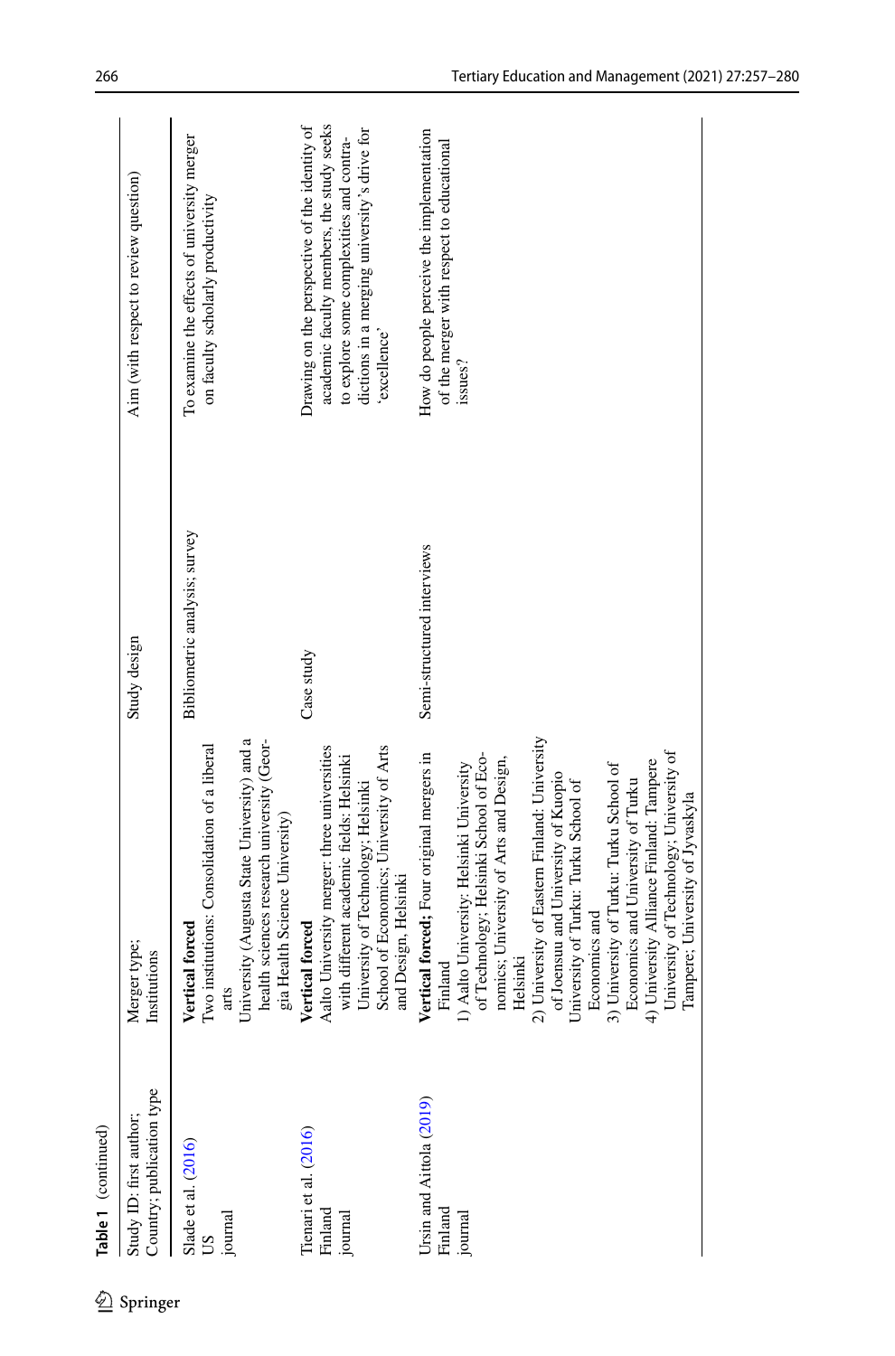**Table 1** (continued)

| Study ID: first author; Country; publication type | Merger type; Institutions | Study design | Aim (with respect to review question) |
|---|---|---|---|
| Slade et al. (2016)<br>US<br>journal | **Vertical forced**<br>Two institutions: Consolidation of a liberal arts University (Augusta State University) and a health sciences research university (Georgia Health Science University) | Bibliometric analysis; survey | To examine the effects of university merger on faculty scholarly productivity |
| Tienari et al. (2016)<br>Finland<br>journal | **Vertical forced**<br>Aalto University merger: three universities with different academic fields: Helsinki University of Technology; Helsinki School of Economics; University of Arts and Design, Helsinki | Case study | Drawing on the perspective of the identity of academic faculty members, the study seeks to explore some complexities and contradictions in a merging university's drive for 'excellence' |
| Ursin and Aittola (2019)<br>Finland<br>journal | **Vertical forced;** Four original mergers in Finland<br>1) Aalto University: Helsinki University of Technology; Helsinki School of Economics; University of Arts and Design, Helsinki<br>2) University of Eastern Finland: University of Joensuu and University of Kuopio<br>University of Turku: Turku School of Economics and<br>3) University of Turku: Turku School of Economics and University of Turku<br>4) University Alliance Finland: Tampere University of Technology; University of Tampere; University of Jyvaskyla | Semi-structured interviews | How do people perceive the implementation of the merger with respect to educational issues? |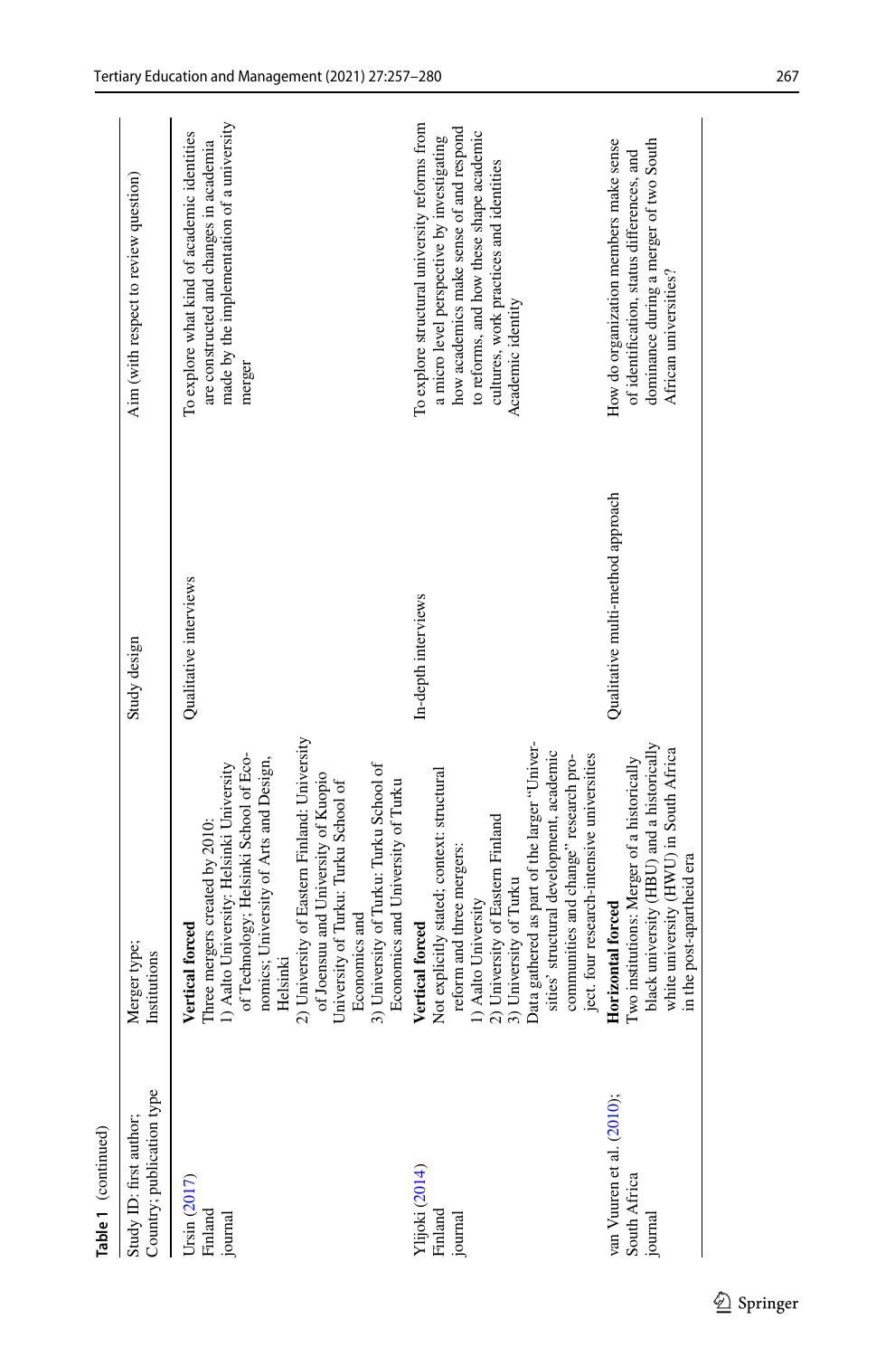**Table 1** (continued)

| Study ID: first author; Country; publication type | Merger type; Institutions | Study design | Aim (with respect to review question) |
|---|---|---|---|
| Ursin (2017) Finland journal | **Vertical forced** Three mergers created by 2010: 1) Aalto University: Helsinki University of Technology; Helsinki School of Economics; University of Arts and Design, Helsinki 2) University of Eastern Finland: University of Joensuu and University of Kuopio University of Turku: Turku School of Economics and 3) University of Turku: Turku School of Economics and University of Turku | Qualitative interviews | To explore what kind of academic identities are constructed and changes in academia made by the implementation of a university merger |
| Ylijoki (2014) Finland journal | **Vertical forced** Not explicitly stated; context: structural reform and three mergers: 1) Aalto University 2) University of Eastern Finland 3) University of Turku Data gathered as part of the larger "Universities' structural development, academic communities and change" research project. four research-intensive universities | In-depth interviews | To explore structural university reforms from a micro level perspective by investigating how academics make sense of and respond to reforms, and how these shape academic cultures, work practices and identities Academic identity |
| van Vuuren et al. (2010); South Africa journal | **Horizontal forced** Two institutions: Merger of a historically black university (HBU) and a historically white university (HWU) in South Africa in the post-apartheid era | Qualitative multi-method approach | How do organization members make sense of identification, status differences, and dominance during a merger of two South African universities? |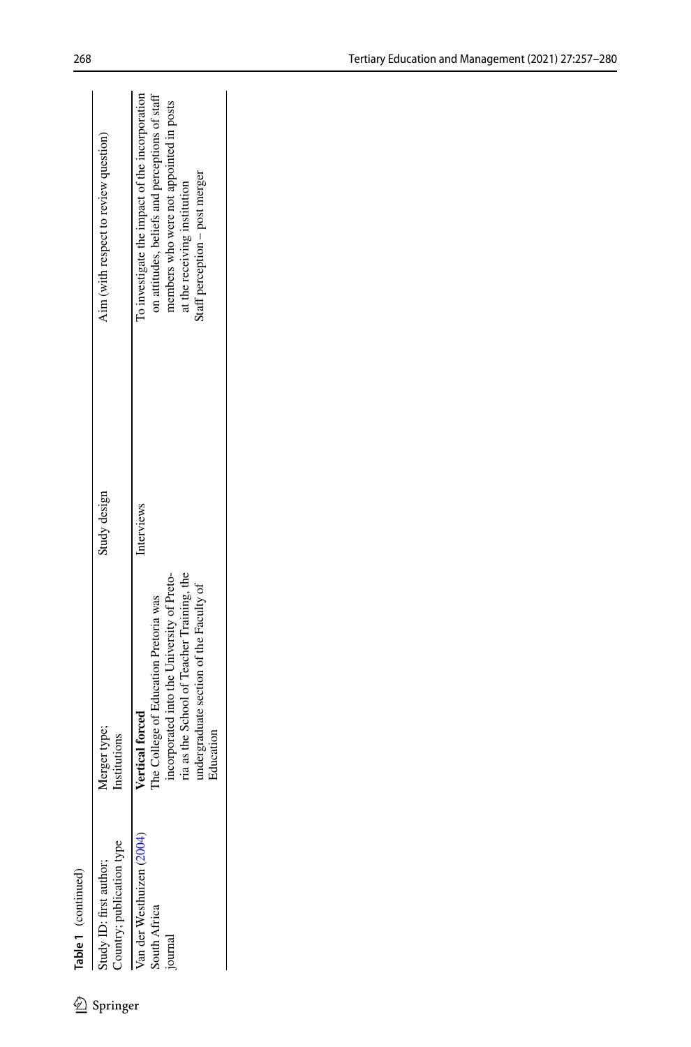**Table 1** (continued)

| Study ID: first author; Country; publication type | Merger type; Institutions | Study design | Aim (with respect to review question) |
|---|---|---|---|
| Van der Westhuizen (2004) South Africa journal | **Vertical forced** The College of Education Pretoria was incorporated into the University of Pretoria as the School of Teacher Training, the undergraduate section of the Faculty of Education | Interviews | To investigate the impact of the incorporation on attitudes, beliefs and perceptions of staff members who were not appointed in posts at the receiving institution Staff perception – post merger |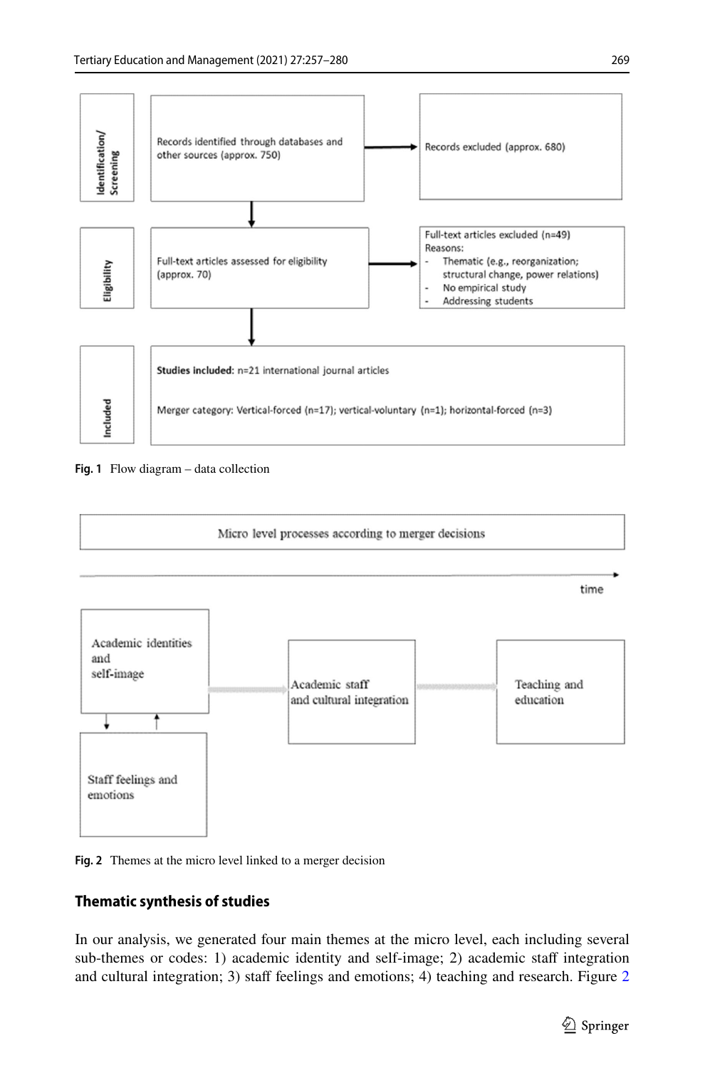| Identification/Screening | Records identified through databases and other sources (approx. 750) | Records excluded (approx. 680) |
|---|---|---|
| Eligibility | Full-text articles assessed for eligibility (approx. 70) | Full-text articles excluded (n=49)<br>Reasons:<br>- Thematic (e.g., reorganization; structural change, power relations)<br>- No empirical study<br>- Addressing students |
| Included | **Studies included:** n=21 international journal articles<br><br>Merger category: Vertical-forced (n=17); vertical-voluntary (n=1); horizontal-forced (n=3) | |

**Fig. 1** Flow diagram – data collection

Micro level processes according to merger decisions

time

Academic identities and self-image → Academic staff and cultural integration → Teaching and education

Staff feelings and emotions

**Fig. 2** Themes at the micro level linked to a merger decision

### Thematic synthesis of studies

In our analysis, we generated four main themes at the micro level, each including several sub-themes or codes: 1) academic identity and self-image; 2) academic staff integration and cultural integration; 3) staff feelings and emotions; 4) teaching and research. Figure 2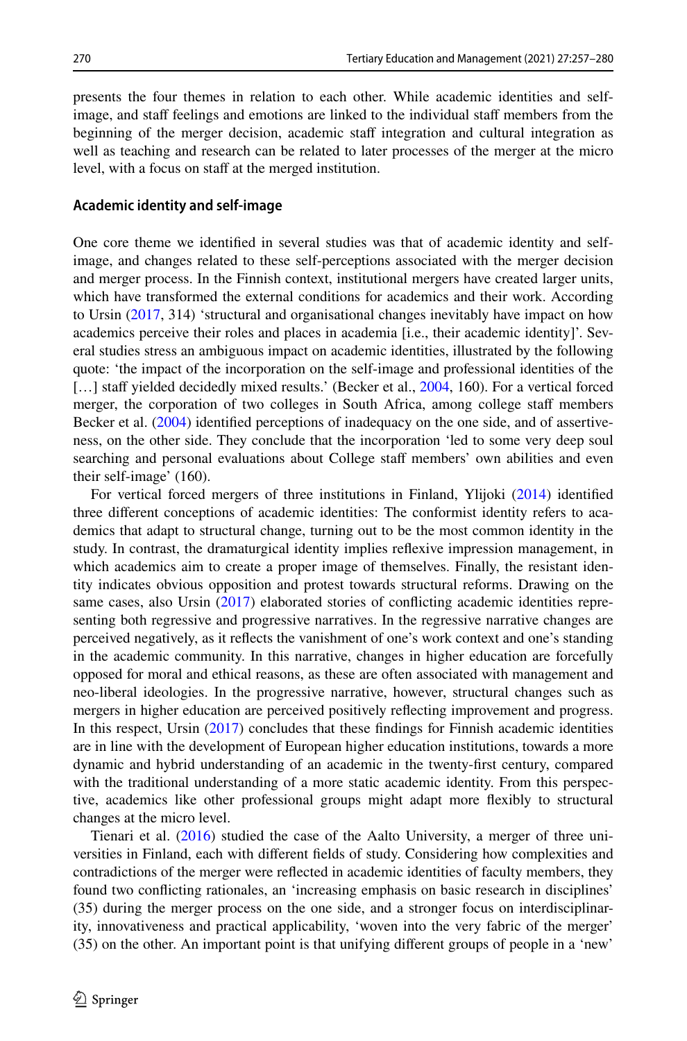presents the four themes in relation to each other. While academic identities and self-image, and staff feelings and emotions are linked to the individual staff members from the beginning of the merger decision, academic staff integration and cultural integration as well as teaching and research can be related to later processes of the merger at the micro level, with a focus on staff at the merged institution.

### Academic identity and self-image

One core theme we identified in several studies was that of academic identity and self-image, and changes related to these self-perceptions associated with the merger decision and merger process. In the Finnish context, institutional mergers have created larger units, which have transformed the external conditions for academics and their work. According to Ursin (2017, 314) 'structural and organisational changes inevitably have impact on how academics perceive their roles and places in academia [i.e., their academic identity]'. Several studies stress an ambiguous impact on academic identities, illustrated by the following quote: 'the impact of the incorporation on the self-image and professional identities of the […] staff yielded decidedly mixed results.' (Becker et al., 2004, 160). For a vertical forced merger, the corporation of two colleges in South Africa, among college staff members Becker et al. (2004) identified perceptions of inadequacy on the one side, and of assertiveness, on the other side. They conclude that the incorporation 'led to some very deep soul searching and personal evaluations about College staff members' own abilities and even their self-image' (160).

For vertical forced mergers of three institutions in Finland, Ylijoki (2014) identified three different conceptions of academic identities: The conformist identity refers to academics that adapt to structural change, turning out to be the most common identity in the study. In contrast, the dramaturgical identity implies reflexive impression management, in which academics aim to create a proper image of themselves. Finally, the resistant identity indicates obvious opposition and protest towards structural reforms. Drawing on the same cases, also Ursin (2017) elaborated stories of conflicting academic identities representing both regressive and progressive narratives. In the regressive narrative changes are perceived negatively, as it reflects the vanishment of one's work context and one's standing in the academic community. In this narrative, changes in higher education are forcefully opposed for moral and ethical reasons, as these are often associated with management and neo-liberal ideologies. In the progressive narrative, however, structural changes such as mergers in higher education are perceived positively reflecting improvement and progress. In this respect, Ursin (2017) concludes that these findings for Finnish academic identities are in line with the development of European higher education institutions, towards a more dynamic and hybrid understanding of an academic in the twenty-first century, compared with the traditional understanding of a more static academic identity. From this perspective, academics like other professional groups might adapt more flexibly to structural changes at the micro level.

Tienari et al. (2016) studied the case of the Aalto University, a merger of three universities in Finland, each with different fields of study. Considering how complexities and contradictions of the merger were reflected in academic identities of faculty members, they found two conflicting rationales, an 'increasing emphasis on basic research in disciplines' (35) during the merger process on the one side, and a stronger focus on interdisciplinarity, innovativeness and practical applicability, 'woven into the very fabric of the merger' (35) on the other. An important point is that unifying different groups of people in a 'new'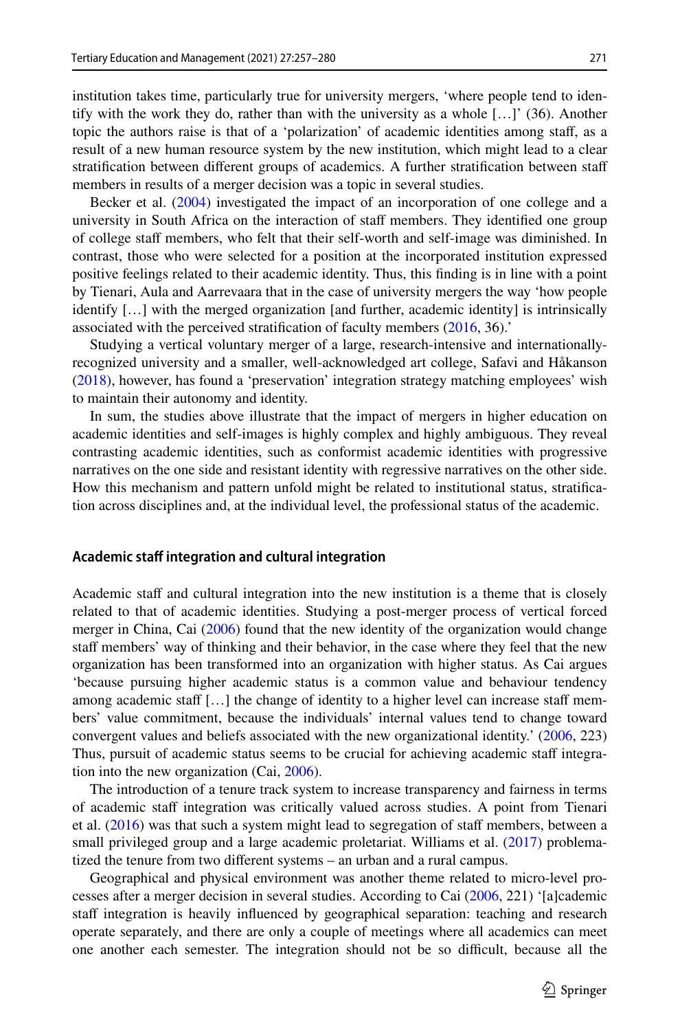institution takes time, particularly true for university mergers, 'where people tend to identify with the work they do, rather than with the university as a whole […]' (36). Another topic the authors raise is that of a 'polarization' of academic identities among staff, as a result of a new human resource system by the new institution, which might lead to a clear stratification between different groups of academics. A further stratification between staff members in results of a merger decision was a topic in several studies.

Becker et al. (2004) investigated the impact of an incorporation of one college and a university in South Africa on the interaction of staff members. They identified one group of college staff members, who felt that their self-worth and self-image was diminished. In contrast, those who were selected for a position at the incorporated institution expressed positive feelings related to their academic identity. Thus, this finding is in line with a point by Tienari, Aula and Aarrevaara that in the case of university mergers the way 'how people identify […] with the merged organization [and further, academic identity] is intrinsically associated with the perceived stratification of faculty members (2016, 36).'

Studying a vertical voluntary merger of a large, research-intensive and internationally-recognized university and a smaller, well-acknowledged art college, Safavi and Håkanson (2018), however, has found a 'preservation' integration strategy matching employees' wish to maintain their autonomy and identity.

In sum, the studies above illustrate that the impact of mergers in higher education on academic identities and self-images is highly complex and highly ambiguous. They reveal contrasting academic identities, such as conformist academic identities with progressive narratives on the one side and resistant identity with regressive narratives on the other side. How this mechanism and pattern unfold might be related to institutional status, stratification across disciplines and, at the individual level, the professional status of the academic.

### Academic staff integration and cultural integration

Academic staff and cultural integration into the new institution is a theme that is closely related to that of academic identities. Studying a post-merger process of vertical forced merger in China, Cai (2006) found that the new identity of the organization would change staff members' way of thinking and their behavior, in the case where they feel that the new organization has been transformed into an organization with higher status. As Cai argues 'because pursuing higher academic status is a common value and behaviour tendency among academic staff […] the change of identity to a higher level can increase staff members' value commitment, because the individuals' internal values tend to change toward convergent values and beliefs associated with the new organizational identity.' (2006, 223) Thus, pursuit of academic status seems to be crucial for achieving academic staff integration into the new organization (Cai, 2006).

The introduction of a tenure track system to increase transparency and fairness in terms of academic staff integration was critically valued across studies. A point from Tienari et al. (2016) was that such a system might lead to segregation of staff members, between a small privileged group and a large academic proletariat. Williams et al. (2017) problematized the tenure from two different systems – an urban and a rural campus.

Geographical and physical environment was another theme related to micro-level processes after a merger decision in several studies. According to Cai (2006, 221) '[a]cademic staff integration is heavily influenced by geographical separation: teaching and research operate separately, and there are only a couple of meetings where all academics can meet one another each semester. The integration should not be so difficult, because all the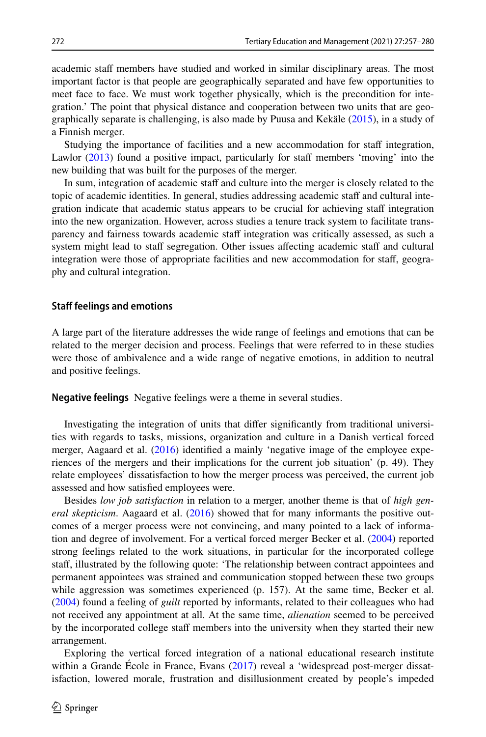academic staff members have studied and worked in similar disciplinary areas. The most important factor is that people are geographically separated and have few opportunities to meet face to face. We must work together physically, which is the precondition for integration.' The point that physical distance and cooperation between two units that are geographically separate is challenging, is also made by Puusa and Kekäle (2015), in a study of a Finnish merger.

Studying the importance of facilities and a new accommodation for staff integration, Lawlor (2013) found a positive impact, particularly for staff members 'moving' into the new building that was built for the purposes of the merger.

In sum, integration of academic staff and culture into the merger is closely related to the topic of academic identities. In general, studies addressing academic staff and cultural integration indicate that academic status appears to be crucial for achieving staff integration into the new organization. However, across studies a tenure track system to facilitate transparency and fairness towards academic staff integration was critically assessed, as such a system might lead to staff segregation. Other issues affecting academic staff and cultural integration were those of appropriate facilities and new accommodation for staff, geography and cultural integration.

### Staff feelings and emotions

A large part of the literature addresses the wide range of feelings and emotions that can be related to the merger decision and process. Feelings that were referred to in these studies were those of ambivalence and a wide range of negative emotions, in addition to neutral and positive feelings.

**Negative feelings** Negative feelings were a theme in several studies.

Investigating the integration of units that differ significantly from traditional universities with regards to tasks, missions, organization and culture in a Danish vertical forced merger, Aagaard et al. (2016) identified a mainly 'negative image of the employee experiences of the mergers and their implications for the current job situation' (p. 49). They relate employees' dissatisfaction to how the merger process was perceived, the current job assessed and how satisfied employees were.

Besides *low job satisfaction* in relation to a merger, another theme is that of *high general skepticism*. Aagaard et al. (2016) showed that for many informants the positive outcomes of a merger process were not convincing, and many pointed to a lack of information and degree of involvement. For a vertical forced merger Becker et al. (2004) reported strong feelings related to the work situations, in particular for the incorporated college staff, illustrated by the following quote: 'The relationship between contract appointees and permanent appointees was strained and communication stopped between these two groups while aggression was sometimes experienced (p. 157). At the same time, Becker et al. (2004) found a feeling of *guilt* reported by informants, related to their colleagues who had not received any appointment at all. At the same time, *alienation* seemed to be perceived by the incorporated college staff members into the university when they started their new arrangement.

Exploring the vertical forced integration of a national educational research institute within a Grande École in France, Evans (2017) reveal a 'widespread post-merger dissatisfaction, lowered morale, frustration and disillusionment created by people's impeded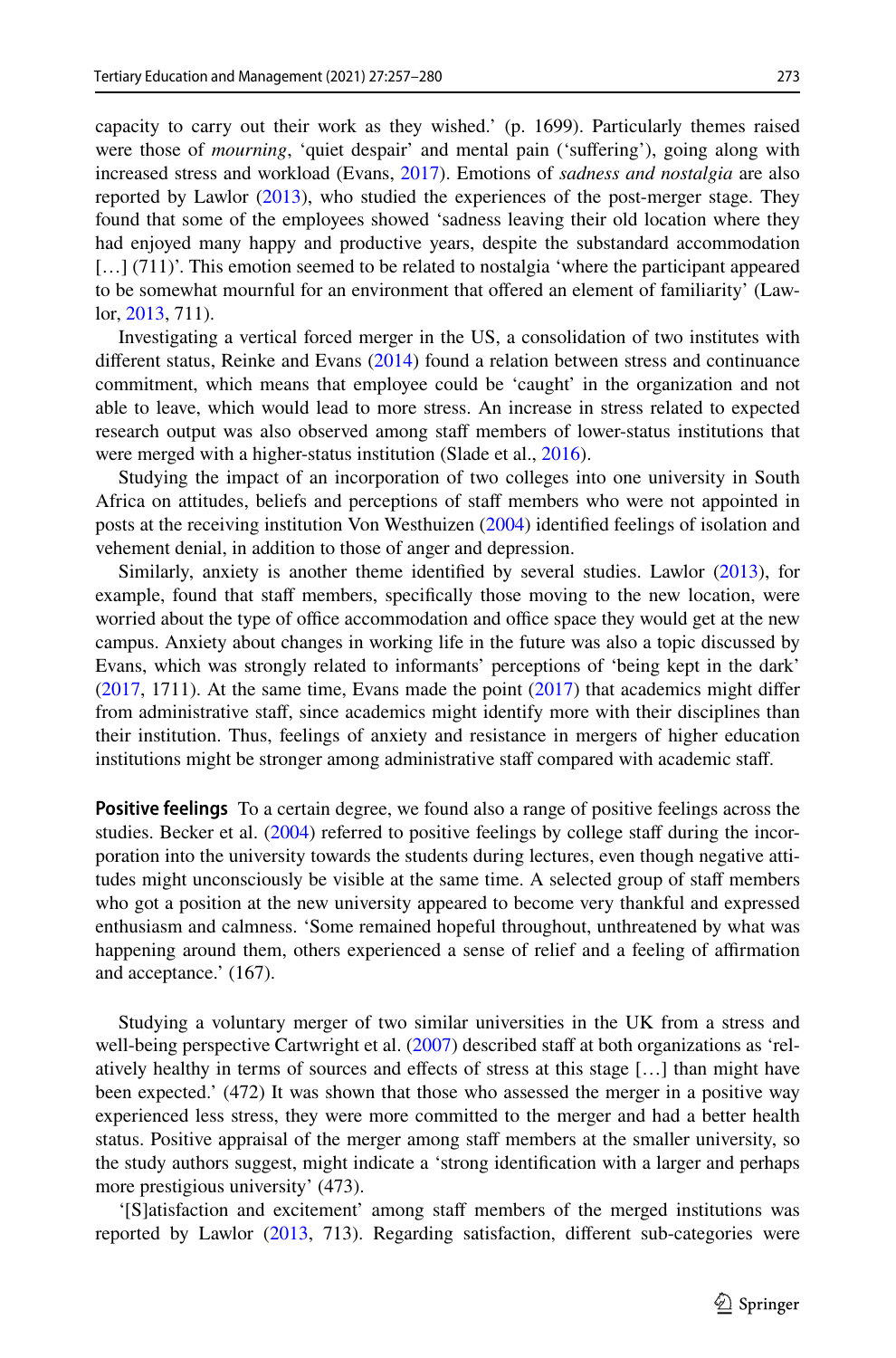capacity to carry out their work as they wished.' (p. 1699). Particularly themes raised were those of *mourning*, 'quiet despair' and mental pain ('suffering'), going along with increased stress and workload (Evans, 2017). Emotions of *sadness and nostalgia* are also reported by Lawlor (2013), who studied the experiences of the post-merger stage. They found that some of the employees showed 'sadness leaving their old location where they had enjoyed many happy and productive years, despite the substandard accommodation [...] (711)'. This emotion seemed to be related to nostalgia 'where the participant appeared to be somewhat mournful for an environment that offered an element of familiarity' (Lawlor, 2013, 711).

Investigating a vertical forced merger in the US, a consolidation of two institutes with different status, Reinke and Evans (2014) found a relation between stress and continuance commitment, which means that employee could be 'caught' in the organization and not able to leave, which would lead to more stress. An increase in stress related to expected research output was also observed among staff members of lower-status institutions that were merged with a higher-status institution (Slade et al., 2016).

Studying the impact of an incorporation of two colleges into one university in South Africa on attitudes, beliefs and perceptions of staff members who were not appointed in posts at the receiving institution Von Westhuizen (2004) identified feelings of isolation and vehement denial, in addition to those of anger and depression.

Similarly, anxiety is another theme identified by several studies. Lawlor (2013), for example, found that staff members, specifically those moving to the new location, were worried about the type of office accommodation and office space they would get at the new campus. Anxiety about changes in working life in the future was also a topic discussed by Evans, which was strongly related to informants' perceptions of 'being kept in the dark' (2017, 1711). At the same time, Evans made the point (2017) that academics might differ from administrative staff, since academics might identify more with their disciplines than their institution. Thus, feelings of anxiety and resistance in mergers of higher education institutions might be stronger among administrative staff compared with academic staff.

**Positive feelings** To a certain degree, we found also a range of positive feelings across the studies. Becker et al. (2004) referred to positive feelings by college staff during the incorporation into the university towards the students during lectures, even though negative attitudes might unconsciously be visible at the same time. A selected group of staff members who got a position at the new university appeared to become very thankful and expressed enthusiasm and calmness. 'Some remained hopeful throughout, unthreatened by what was happening around them, others experienced a sense of relief and a feeling of affirmation and acceptance.' (167).

Studying a voluntary merger of two similar universities in the UK from a stress and well-being perspective Cartwright et al. (2007) described staff at both organizations as 'relatively healthy in terms of sources and effects of stress at this stage [...] than might have been expected.' (472) It was shown that those who assessed the merger in a positive way experienced less stress, they were more committed to the merger and had a better health status. Positive appraisal of the merger among staff members at the smaller university, so the study authors suggest, might indicate a 'strong identification with a larger and perhaps more prestigious university' (473).

'[S]atisfaction and excitement' among staff members of the merged institutions was reported by Lawlor (2013, 713). Regarding satisfaction, different sub-categories were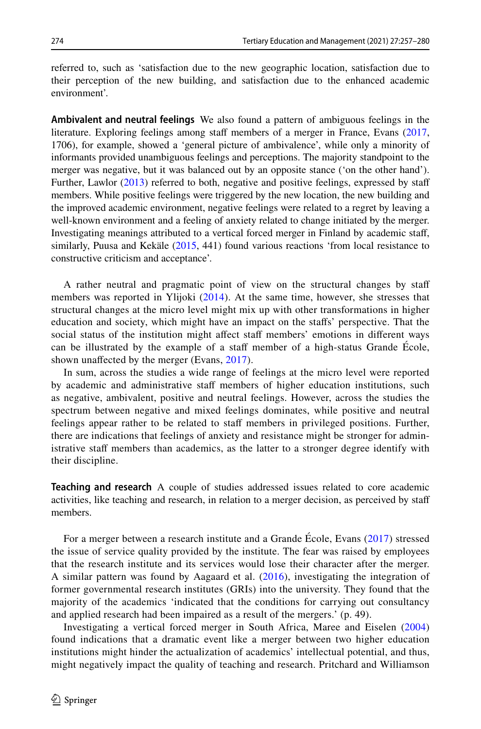referred to, such as 'satisfaction due to the new geographic location, satisfaction due to their perception of the new building, and satisfaction due to the enhanced academic environment'.

**Ambivalent and neutral feelings** We also found a pattern of ambiguous feelings in the literature. Exploring feelings among staff members of a merger in France, Evans (2017, 1706), for example, showed a 'general picture of ambivalence', while only a minority of informants provided unambiguous feelings and perceptions. The majority standpoint to the merger was negative, but it was balanced out by an opposite stance ('on the other hand'). Further, Lawlor (2013) referred to both, negative and positive feelings, expressed by staff members. While positive feelings were triggered by the new location, the new building and the improved academic environment, negative feelings were related to a regret by leaving a well-known environment and a feeling of anxiety related to change initiated by the merger. Investigating meanings attributed to a vertical forced merger in Finland by academic staff, similarly, Puusa and Kekäle (2015, 441) found various reactions 'from local resistance to constructive criticism and acceptance'.

A rather neutral and pragmatic point of view on the structural changes by staff members was reported in Ylijoki (2014). At the same time, however, she stresses that structural changes at the micro level might mix up with other transformations in higher education and society, which might have an impact on the staffs' perspective. That the social status of the institution might affect staff members' emotions in different ways can be illustrated by the example of a staff member of a high-status Grande École, shown unaffected by the merger (Evans, 2017).

In sum, across the studies a wide range of feelings at the micro level were reported by academic and administrative staff members of higher education institutions, such as negative, ambivalent, positive and neutral feelings. However, across the studies the spectrum between negative and mixed feelings dominates, while positive and neutral feelings appear rather to be related to staff members in privileged positions. Further, there are indications that feelings of anxiety and resistance might be stronger for administrative staff members than academics, as the latter to a stronger degree identify with their discipline.

**Teaching and research** A couple of studies addressed issues related to core academic activities, like teaching and research, in relation to a merger decision, as perceived by staff members.

For a merger between a research institute and a Grande École, Evans (2017) stressed the issue of service quality provided by the institute. The fear was raised by employees that the research institute and its services would lose their character after the merger. A similar pattern was found by Aagaard et al. (2016), investigating the integration of former governmental research institutes (GRIs) into the university. They found that the majority of the academics 'indicated that the conditions for carrying out consultancy and applied research had been impaired as a result of the mergers.' (p. 49).

Investigating a vertical forced merger in South Africa, Maree and Eiselen (2004) found indications that a dramatic event like a merger between two higher education institutions might hinder the actualization of academics' intellectual potential, and thus, might negatively impact the quality of teaching and research. Pritchard and Williamson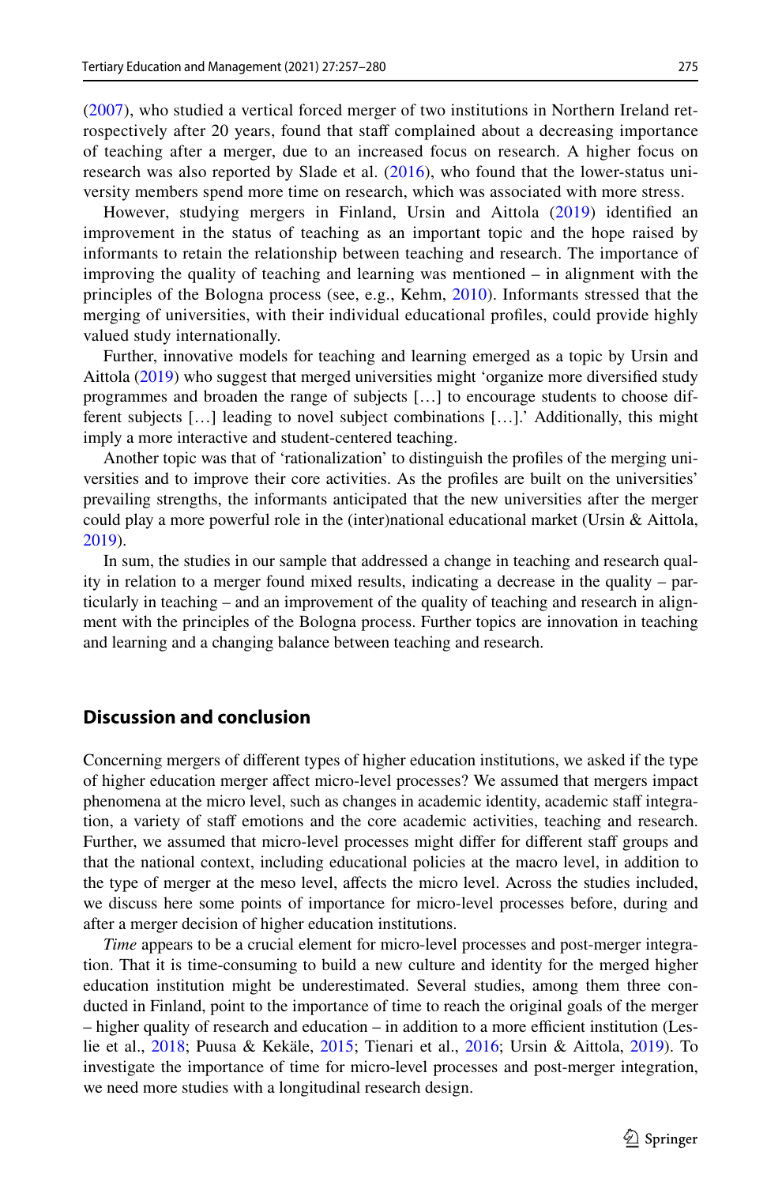(2007), who studied a vertical forced merger of two institutions in Northern Ireland retrospectively after 20 years, found that staff complained about a decreasing importance of teaching after a merger, due to an increased focus on research. A higher focus on research was also reported by Slade et al. (2016), who found that the lower-status university members spend more time on research, which was associated with more stress.

However, studying mergers in Finland, Ursin and Aittola (2019) identified an improvement in the status of teaching as an important topic and the hope raised by informants to retain the relationship between teaching and research. The importance of improving the quality of teaching and learning was mentioned – in alignment with the principles of the Bologna process (see, e.g., Kehm, 2010). Informants stressed that the merging of universities, with their individual educational profiles, could provide highly valued study internationally.

Further, innovative models for teaching and learning emerged as a topic by Ursin and Aittola (2019) who suggest that merged universities might 'organize more diversified study programmes and broaden the range of subjects […] to encourage students to choose different subjects […] leading to novel subject combinations […].' Additionally, this might imply a more interactive and student-centered teaching.

Another topic was that of 'rationalization' to distinguish the profiles of the merging universities and to improve their core activities. As the profiles are built on the universities' prevailing strengths, the informants anticipated that the new universities after the merger could play a more powerful role in the (inter)national educational market (Ursin & Aittola, 2019).

In sum, the studies in our sample that addressed a change in teaching and research quality in relation to a merger found mixed results, indicating a decrease in the quality – particularly in teaching – and an improvement of the quality of teaching and research in alignment with the principles of the Bologna process. Further topics are innovation in teaching and learning and a changing balance between teaching and research.

## Discussion and conclusion

Concerning mergers of different types of higher education institutions, we asked if the type of higher education merger affect micro-level processes? We assumed that mergers impact phenomena at the micro level, such as changes in academic identity, academic staff integration, a variety of staff emotions and the core academic activities, teaching and research. Further, we assumed that micro-level processes might differ for different staff groups and that the national context, including educational policies at the macro level, in addition to the type of merger at the meso level, affects the micro level. Across the studies included, we discuss here some points of importance for micro-level processes before, during and after a merger decision of higher education institutions.

*Time* appears to be a crucial element for micro-level processes and post-merger integration. That it is time-consuming to build a new culture and identity for the merged higher education institution might be underestimated. Several studies, among them three conducted in Finland, point to the importance of time to reach the original goals of the merger – higher quality of research and education – in addition to a more efficient institution (Leslie et al., 2018; Puusa & Kekäle, 2015; Tienari et al., 2016; Ursin & Aittola, 2019). To investigate the importance of time for micro-level processes and post-merger integration, we need more studies with a longitudinal research design.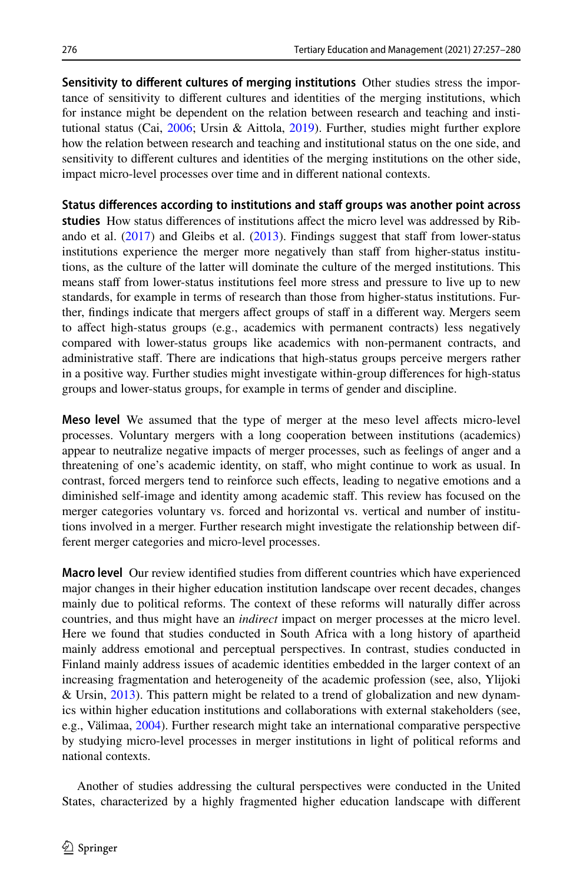**Sensitivity to different cultures of merging institutions** Other studies stress the importance of sensitivity to different cultures and identities of the merging institutions, which for instance might be dependent on the relation between research and teaching and institutional status (Cai, 2006; Ursin & Aittola, 2019). Further, studies might further explore how the relation between research and teaching and institutional status on the one side, and sensitivity to different cultures and identities of the merging institutions on the other side, impact micro-level processes over time and in different national contexts.

**Status differences according to institutions and staff groups was another point across studies** How status differences of institutions affect the micro level was addressed by Ribando et al. (2017) and Gleibs et al. (2013). Findings suggest that staff from lower-status institutions experience the merger more negatively than staff from higher-status institutions, as the culture of the latter will dominate the culture of the merged institutions. This means staff from lower-status institutions feel more stress and pressure to live up to new standards, for example in terms of research than those from higher-status institutions. Further, findings indicate that mergers affect groups of staff in a different way. Mergers seem to affect high-status groups (e.g., academics with permanent contracts) less negatively compared with lower-status groups like academics with non-permanent contracts, and administrative staff. There are indications that high-status groups perceive mergers rather in a positive way. Further studies might investigate within-group differences for high-status groups and lower-status groups, for example in terms of gender and discipline.

**Meso level** We assumed that the type of merger at the meso level affects micro-level processes. Voluntary mergers with a long cooperation between institutions (academics) appear to neutralize negative impacts of merger processes, such as feelings of anger and a threatening of one's academic identity, on staff, who might continue to work as usual. In contrast, forced mergers tend to reinforce such effects, leading to negative emotions and a diminished self-image and identity among academic staff. This review has focused on the merger categories voluntary vs. forced and horizontal vs. vertical and number of institutions involved in a merger. Further research might investigate the relationship between different merger categories and micro-level processes.

**Macro level** Our review identified studies from different countries which have experienced major changes in their higher education institution landscape over recent decades, changes mainly due to political reforms. The context of these reforms will naturally differ across countries, and thus might have an *indirect* impact on merger processes at the micro level. Here we found that studies conducted in South Africa with a long history of apartheid mainly address emotional and perceptual perspectives. In contrast, studies conducted in Finland mainly address issues of academic identities embedded in the larger context of an increasing fragmentation and heterogeneity of the academic profession (see, also, Ylijoki & Ursin, 2013). This pattern might be related to a trend of globalization and new dynamics within higher education institutions and collaborations with external stakeholders (see, e.g., Välimaa, 2004). Further research might take an international comparative perspective by studying micro-level processes in merger institutions in light of political reforms and national contexts.

Another of studies addressing the cultural perspectives were conducted in the United States, characterized by a highly fragmented higher education landscape with different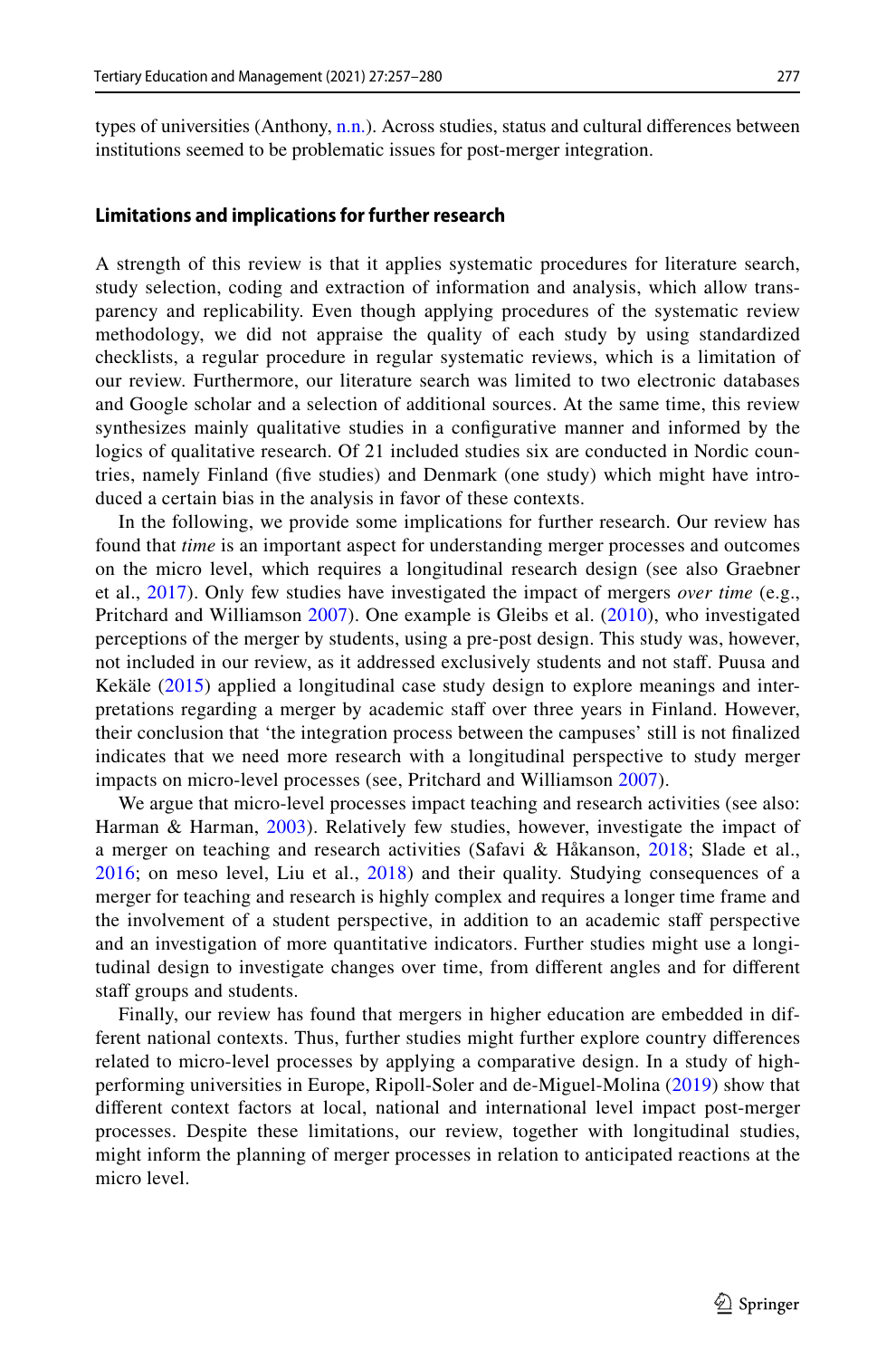types of universities (Anthony, n.n.). Across studies, status and cultural differences between institutions seemed to be problematic issues for post-merger integration.

### Limitations and implications for further research

A strength of this review is that it applies systematic procedures for literature search, study selection, coding and extraction of information and analysis, which allow transparency and replicability. Even though applying procedures of the systematic review methodology, we did not appraise the quality of each study by using standardized checklists, a regular procedure in regular systematic reviews, which is a limitation of our review. Furthermore, our literature search was limited to two electronic databases and Google scholar and a selection of additional sources. At the same time, this review synthesizes mainly qualitative studies in a configurative manner and informed by the logics of qualitative research. Of 21 included studies six are conducted in Nordic countries, namely Finland (five studies) and Denmark (one study) which might have introduced a certain bias in the analysis in favor of these contexts.

In the following, we provide some implications for further research. Our review has found that *time* is an important aspect for understanding merger processes and outcomes on the micro level, which requires a longitudinal research design (see also Graebner et al., 2017). Only few studies have investigated the impact of mergers *over time* (e.g., Pritchard and Williamson 2007). One example is Gleibs et al. (2010), who investigated perceptions of the merger by students, using a pre-post design. This study was, however, not included in our review, as it addressed exclusively students and not staff. Puusa and Kekäle (2015) applied a longitudinal case study design to explore meanings and interpretations regarding a merger by academic staff over three years in Finland. However, their conclusion that 'the integration process between the campuses' still is not finalized indicates that we need more research with a longitudinal perspective to study merger impacts on micro-level processes (see, Pritchard and Williamson 2007).

We argue that micro-level processes impact teaching and research activities (see also: Harman & Harman, 2003). Relatively few studies, however, investigate the impact of a merger on teaching and research activities (Safavi & Håkanson, 2018; Slade et al., 2016; on meso level, Liu et al., 2018) and their quality. Studying consequences of a merger for teaching and research is highly complex and requires a longer time frame and the involvement of a student perspective, in addition to an academic staff perspective and an investigation of more quantitative indicators. Further studies might use a longitudinal design to investigate changes over time, from different angles and for different staff groups and students.

Finally, our review has found that mergers in higher education are embedded in different national contexts. Thus, further studies might further explore country differences related to micro-level processes by applying a comparative design. In a study of high-performing universities in Europe, Ripoll-Soler and de-Miguel-Molina (2019) show that different context factors at local, national and international level impact post-merger processes. Despite these limitations, our review, together with longitudinal studies, might inform the planning of merger processes in relation to anticipated reactions at the micro level.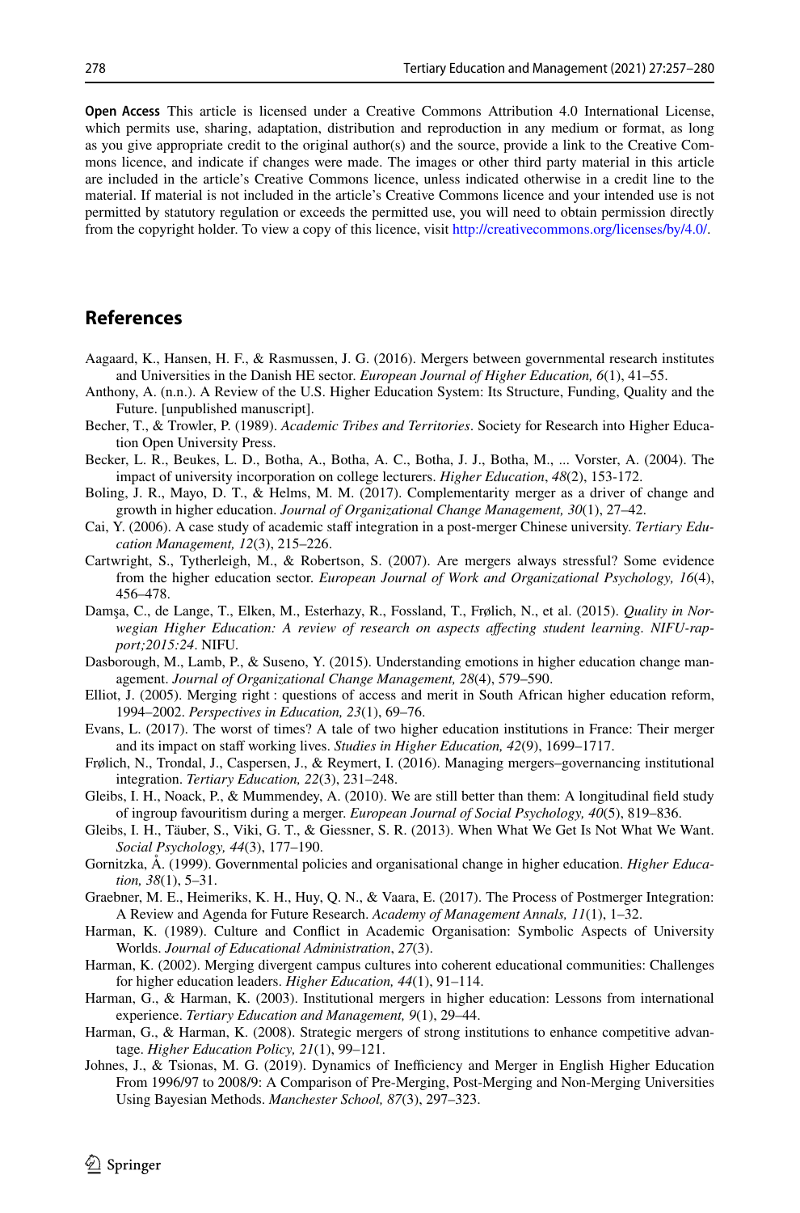**Open Access** This article is licensed under a Creative Commons Attribution 4.0 International License, which permits use, sharing, adaptation, distribution and reproduction in any medium or format, as long as you give appropriate credit to the original author(s) and the source, provide a link to the Creative Commons licence, and indicate if changes were made. The images or other third party material in this article are included in the article's Creative Commons licence, unless indicated otherwise in a credit line to the material. If material is not included in the article's Creative Commons licence and your intended use is not permitted by statutory regulation or exceeds the permitted use, you will need to obtain permission directly from the copyright holder. To view a copy of this licence, visit http://creativecommons.org/licenses/by/4.0/.

## References

Aagaard, K., Hansen, H. F., & Rasmussen, J. G. (2016). Mergers between governmental research institutes and Universities in the Danish HE sector. *European Journal of Higher Education, 6*(1), 41–55.

Anthony, A. (n.n.). A Review of the U.S. Higher Education System: Its Structure, Funding, Quality and the Future. [unpublished manuscript].

Becher, T., & Trowler, P. (1989). *Academic Tribes and Territories*. Society for Research into Higher Education Open University Press.

Becker, L. R., Beukes, L. D., Botha, A., Botha, A. C., Botha, J. J., Botha, M., ... Vorster, A. (2004). The impact of university incorporation on college lecturers. *Higher Education*, *48*(2), 153-172.

Boling, J. R., Mayo, D. T., & Helms, M. M. (2017). Complementarity merger as a driver of change and growth in higher education. *Journal of Organizational Change Management, 30*(1), 27–42.

Cai, Y. (2006). A case study of academic staff integration in a post-merger Chinese university. *Tertiary Education Management, 12*(3), 215–226.

Cartwright, S., Tytherleigh, M., & Robertson, S. (2007). Are mergers always stressful? Some evidence from the higher education sector. *European Journal of Work and Organizational Psychology, 16*(4), 456–478.

Damşa, C., de Lange, T., Elken, M., Esterhazy, R., Fossland, T., Frølich, N., et al. (2015). *Quality in Norwegian Higher Education: A review of research on aspects affecting student learning. NIFU-rapport;2015:24*. NIFU.

Dasborough, M., Lamb, P., & Suseno, Y. (2015). Understanding emotions in higher education change management. *Journal of Organizational Change Management, 28*(4), 579–590.

Elliot, J. (2005). Merging right : questions of access and merit in South African higher education reform, 1994–2002. *Perspectives in Education, 23*(1), 69–76.

Evans, L. (2017). The worst of times? A tale of two higher education institutions in France: Their merger and its impact on staff working lives. *Studies in Higher Education, 42*(9), 1699–1717.

Frølich, N., Trondal, J., Caspersen, J., & Reymert, I. (2016). Managing mergers–governancing institutional integration. *Tertiary Education, 22*(3), 231–248.

Gleibs, I. H., Noack, P., & Mummendey, A. (2010). We are still better than them: A longitudinal field study of ingroup favouritism during a merger. *European Journal of Social Psychology, 40*(5), 819–836.

Gleibs, I. H., Täuber, S., Viki, G. T., & Giessner, S. R. (2013). When What We Get Is Not What We Want. *Social Psychology, 44*(3), 177–190.

Gornitzka, Å. (1999). Governmental policies and organisational change in higher education. *Higher Education, 38*(1), 5–31.

Graebner, M. E., Heimeriks, K. H., Huy, Q. N., & Vaara, E. (2017). The Process of Postmerger Integration: A Review and Agenda for Future Research. *Academy of Management Annals, 11*(1), 1–32.

Harman, K. (1989). Culture and Conflict in Academic Organisation: Symbolic Aspects of University Worlds. *Journal of Educational Administration*, *27*(3).

Harman, K. (2002). Merging divergent campus cultures into coherent educational communities: Challenges for higher education leaders. *Higher Education, 44*(1), 91–114.

Harman, G., & Harman, K. (2003). Institutional mergers in higher education: Lessons from international experience. *Tertiary Education and Management, 9*(1), 29–44.

Harman, G., & Harman, K. (2008). Strategic mergers of strong institutions to enhance competitive advantage. *Higher Education Policy, 21*(1), 99–121.

Johnes, J., & Tsionas, M. G. (2019). Dynamics of Inefficiency and Merger in English Higher Education From 1996/97 to 2008/9: A Comparison of Pre-Merging, Post-Merging and Non-Merging Universities Using Bayesian Methods. *Manchester School, 87*(3), 297–323.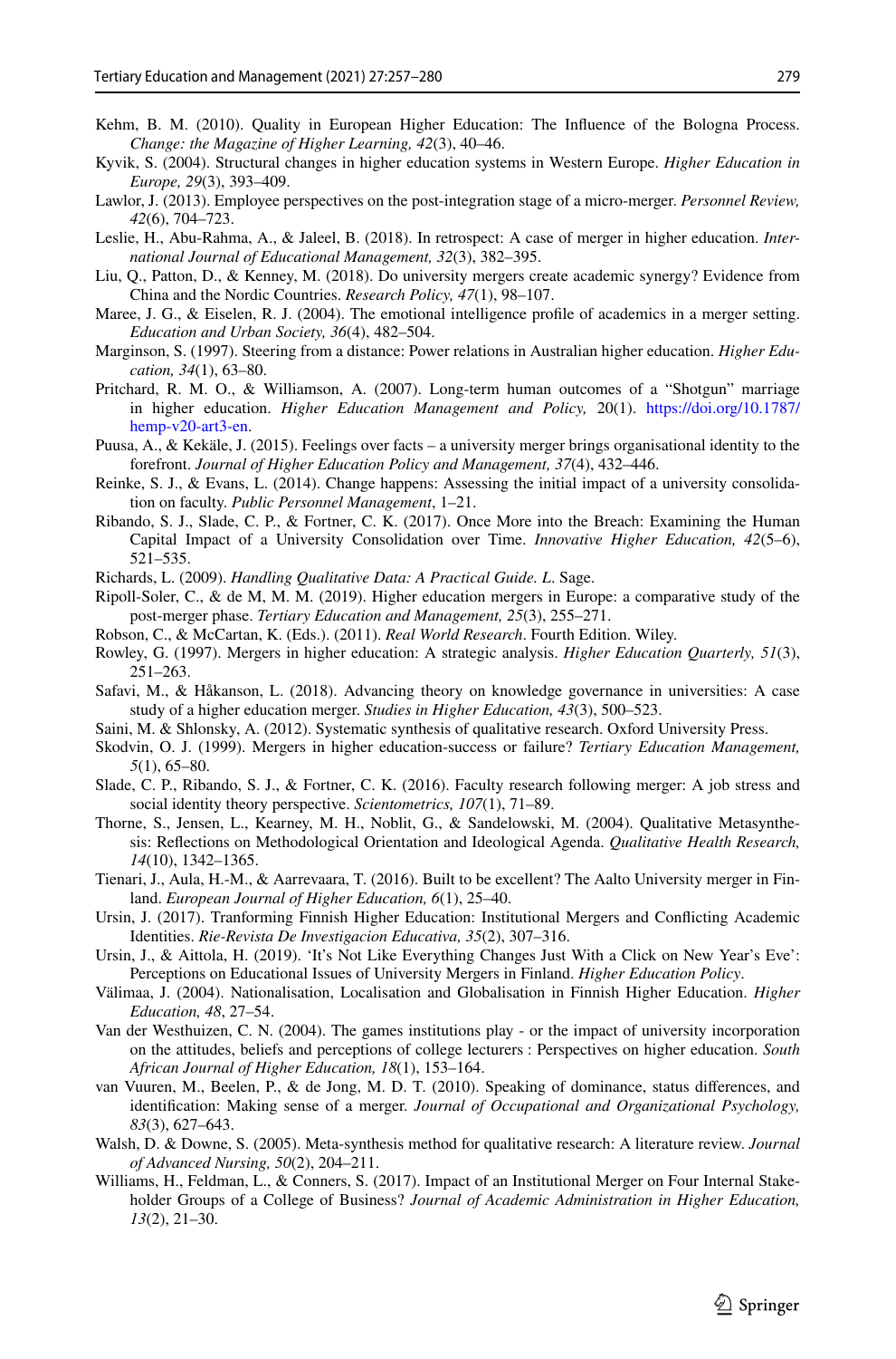Kehm, B. M. (2010). Quality in European Higher Education: The Influence of the Bologna Process. *Change: the Magazine of Higher Learning, 42*(3), 40–46.

Kyvik, S. (2004). Structural changes in higher education systems in Western Europe. *Higher Education in Europe, 29*(3), 393–409.

Lawlor, J. (2013). Employee perspectives on the post-integration stage of a micro-merger. *Personnel Review, 42*(6), 704–723.

Leslie, H., Abu-Rahma, A., & Jaleel, B. (2018). In retrospect: A case of merger in higher education. *International Journal of Educational Management, 32*(3), 382–395.

Liu, Q., Patton, D., & Kenney, M. (2018). Do university mergers create academic synergy? Evidence from China and the Nordic Countries. *Research Policy, 47*(1), 98–107.

Maree, J. G., & Eiselen, R. J. (2004). The emotional intelligence profile of academics in a merger setting. *Education and Urban Society, 36*(4), 482–504.

Marginson, S. (1997). Steering from a distance: Power relations in Australian higher education. *Higher Education, 34*(1), 63–80.

Pritchard, R. M. O., & Williamson, A. (2007). Long-term human outcomes of a "Shotgun" marriage in higher education. *Higher Education Management and Policy,* 20(1). https://doi.org/10.1787/hemp-v20-art3-en.

Puusa, A., & Kekäle, J. (2015). Feelings over facts – a university merger brings organisational identity to the forefront. *Journal of Higher Education Policy and Management, 37*(4), 432–446.

Reinke, S. J., & Evans, L. (2014). Change happens: Assessing the initial impact of a university consolidation on faculty. *Public Personnel Management*, 1–21.

Ribando, S. J., Slade, C. P., & Fortner, C. K. (2017). Once More into the Breach: Examining the Human Capital Impact of a University Consolidation over Time. *Innovative Higher Education, 42*(5–6), 521–535.

Richards, L. (2009). *Handling Qualitative Data: A Practical Guide. L*. Sage.

Ripoll-Soler, C., & de M, M. M. (2019). Higher education mergers in Europe: a comparative study of the post-merger phase. *Tertiary Education and Management, 25*(3), 255–271.

Robson, C., & McCartan, K. (Eds.). (2011). *Real World Research*. Fourth Edition. Wiley.

Rowley, G. (1997). Mergers in higher education: A strategic analysis. *Higher Education Quarterly, 51*(3), 251–263.

Safavi, M., & Håkanson, L. (2018). Advancing theory on knowledge governance in universities: A case study of a higher education merger. *Studies in Higher Education, 43*(3), 500–523.

Saini, M. & Shlonsky, A. (2012). Systematic synthesis of qualitative research. Oxford University Press.

Skodvin, O. J. (1999). Mergers in higher education-success or failure? *Tertiary Education Management, 5*(1), 65–80.

Slade, C. P., Ribando, S. J., & Fortner, C. K. (2016). Faculty research following merger: A job stress and social identity theory perspective. *Scientometrics, 107*(1), 71–89.

Thorne, S., Jensen, L., Kearney, M. H., Noblit, G., & Sandelowski, M. (2004). Qualitative Metasynthesis: Reflections on Methodological Orientation and Ideological Agenda. *Qualitative Health Research, 14*(10), 1342–1365.

Tienari, J., Aula, H.-M., & Aarrevaara, T. (2016). Built to be excellent? The Aalto University merger in Finland. *European Journal of Higher Education, 6*(1), 25–40.

Ursin, J. (2017). Tranforming Finnish Higher Education: Institutional Mergers and Conflicting Academic Identities. *Rie-Revista De Investigacion Educativa, 35*(2), 307–316.

Ursin, J., & Aittola, H. (2019). 'It's Not Like Everything Changes Just With a Click on New Year's Eve': Perceptions on Educational Issues of University Mergers in Finland. *Higher Education Policy*.

Välimaa, J. (2004). Nationalisation, Localisation and Globalisation in Finnish Higher Education. *Higher Education, 48*, 27–54.

Van der Westhuizen, C. N. (2004). The games institutions play - or the impact of university incorporation on the attitudes, beliefs and perceptions of college lecturers : Perspectives on higher education. *South African Journal of Higher Education, 18*(1), 153–164.

van Vuuren, M., Beelen, P., & de Jong, M. D. T. (2010). Speaking of dominance, status differences, and identification: Making sense of a merger. *Journal of Occupational and Organizational Psychology, 83*(3), 627–643.

Walsh, D. & Downe, S. (2005). Meta-synthesis method for qualitative research: A literature review. *Journal of Advanced Nursing, 50*(2), 204–211.

Williams, H., Feldman, L., & Conners, S. (2017). Impact of an Institutional Merger on Four Internal Stakeholder Groups of a College of Business? *Journal of Academic Administration in Higher Education, 13*(2), 21–30.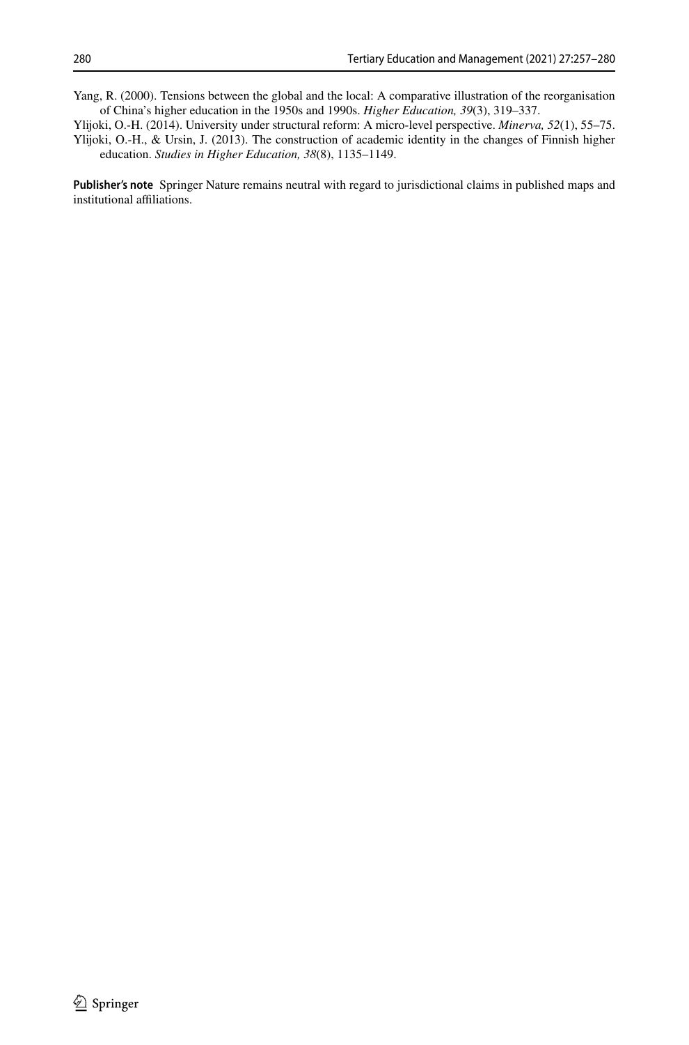Yang, R. (2000). Tensions between the global and the local: A comparative illustration of the reorganisation of China's higher education in the 1950s and 1990s. *Higher Education, 39*(3), 319–337.

Ylijoki, O.-H. (2014). University under structural reform: A micro-level perspective. *Minerva, 52*(1), 55–75.

Ylijoki, O.-H., & Ursin, J. (2013). The construction of academic identity in the changes of Finnish higher education. *Studies in Higher Education, 38*(8), 1135–1149.

**Publisher's note** Springer Nature remains neutral with regard to jurisdictional claims in published maps and institutional affiliations.